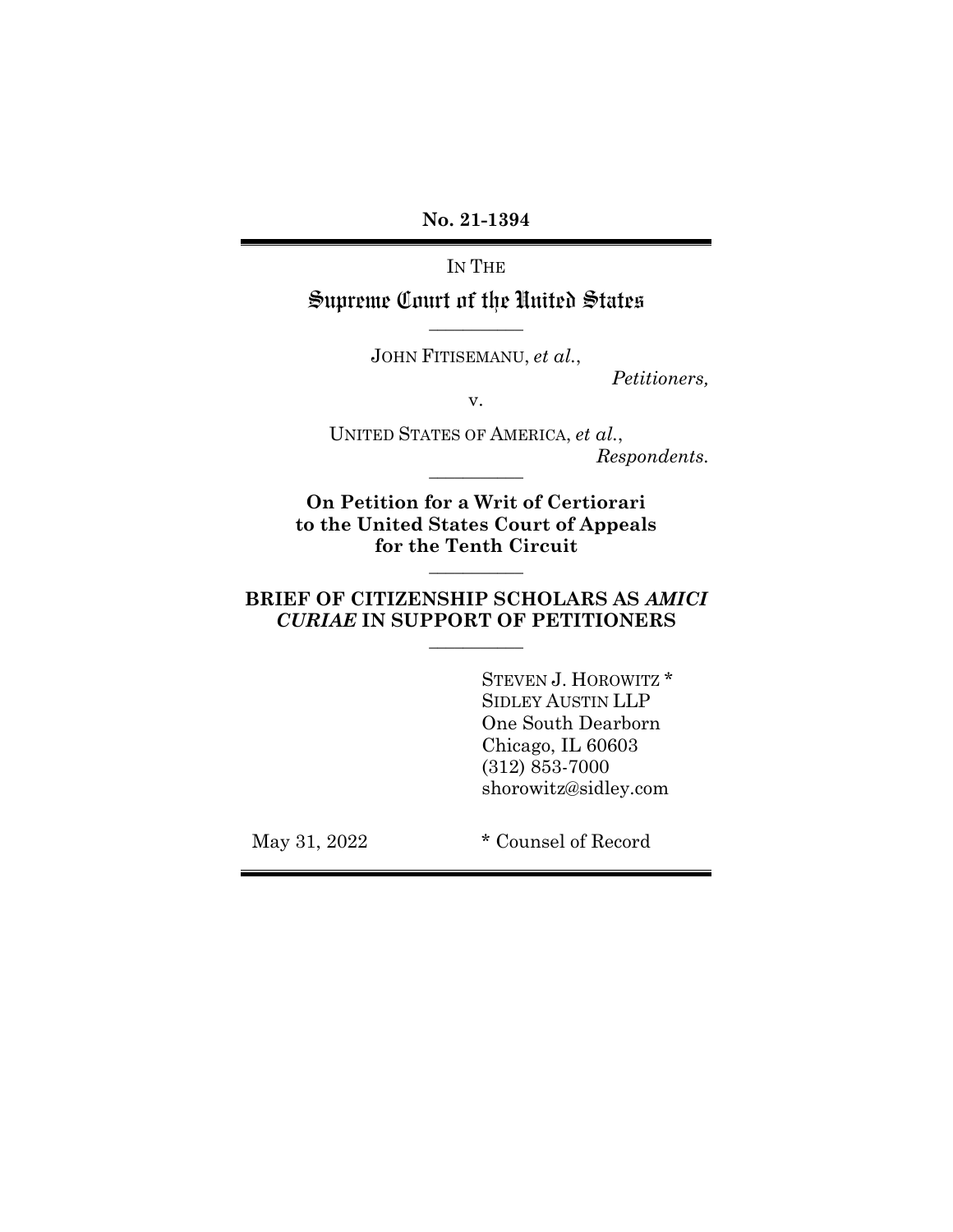**No. 21-1394**

---

IN THE

# Supreme Court of the United States

---

JOHN FITISEMANU, *et al.*,

*Petitioners,*

v.

UNITED STATES OF AMERICA, *et al.*,

*Respondents.*

---

**On Petition for a Writ of Certiorari to the United States Court of Appeals for the Tenth Circuit**

---

**BRIEF OF CITIZENSHIP SCHOLARS AS *AMICI CURIAE* IN SUPPORT OF PETITIONERS**

---

STEVEN J. HOROWITZ *
SIDLEY AUSTIN LLP
One South Dearborn
Chicago, IL 60603
(312) 853-7000
shorowitz@sidley.com

May 31, 2022

\* Counsel of Record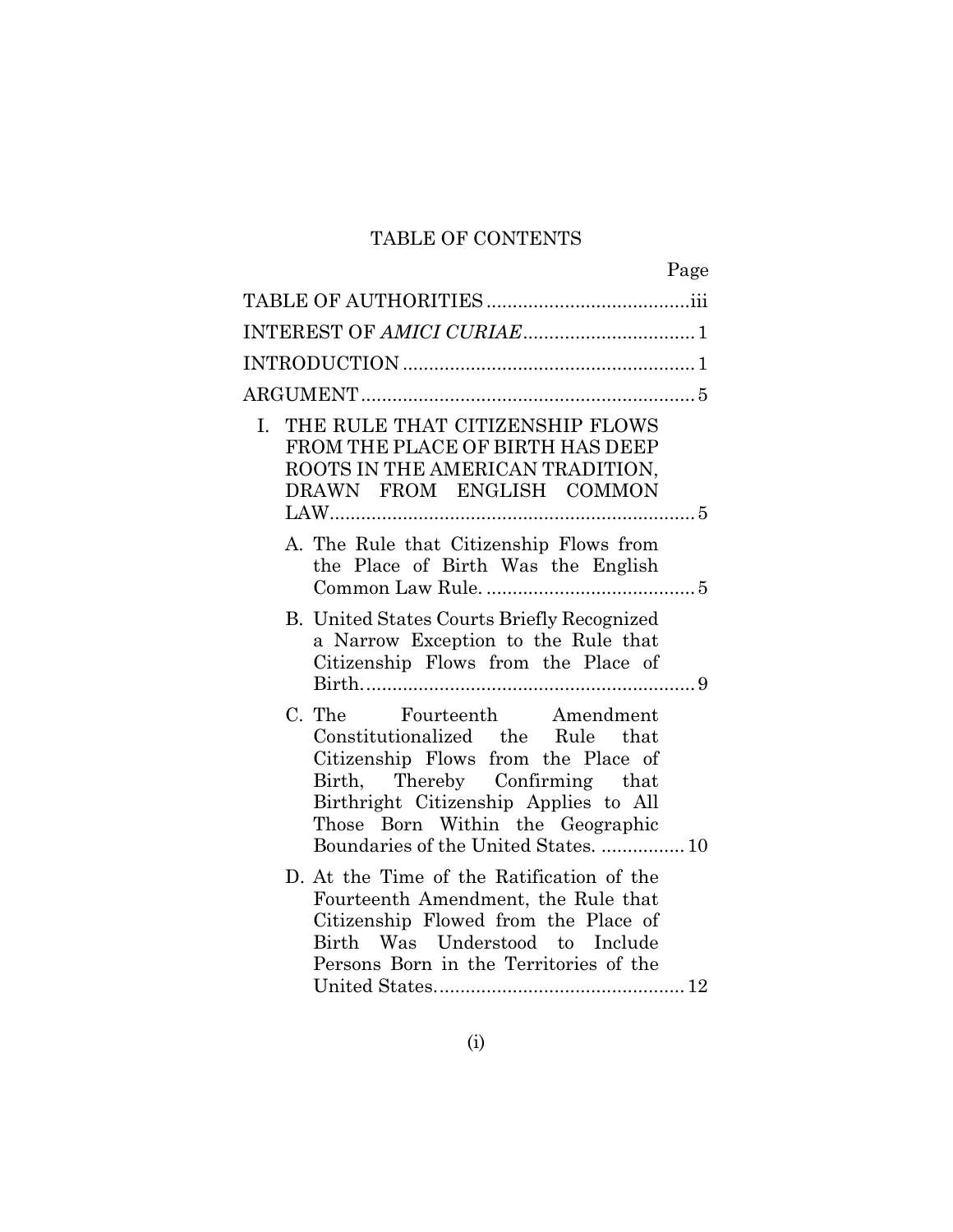# TABLE OF CONTENTS

| | Page |
|---|---|
| TABLE OF AUTHORITIES | iii |
| INTEREST OF *AMICI CURIAE* | 1 |
| INTRODUCTION | 1 |
| ARGUMENT | 5 |
| I. THE RULE THAT CITIZENSHIP FLOWS FROM THE PLACE OF BIRTH HAS DEEP ROOTS IN THE AMERICAN TRADITION, DRAWN FROM ENGLISH COMMON LAW | 5 |
| A. The Rule that Citizenship Flows from the Place of Birth Was the English Common Law Rule. | 5 |
| B. United States Courts Briefly Recognized a Narrow Exception to the Rule that Citizenship Flows from the Place of Birth. | 9 |
| C. The Fourteenth Amendment Constitutionalized the Rule that Citizenship Flows from the Place of Birth, Thereby Confirming that Birthright Citizenship Applies to All Those Born Within the Geographic Boundaries of the United States. | 10 |
| D. At the Time of the Ratification of the Fourteenth Amendment, the Rule that Citizenship Flowed from the Place of Birth Was Understood to Include Persons Born in the Territories of the United States. | 12 |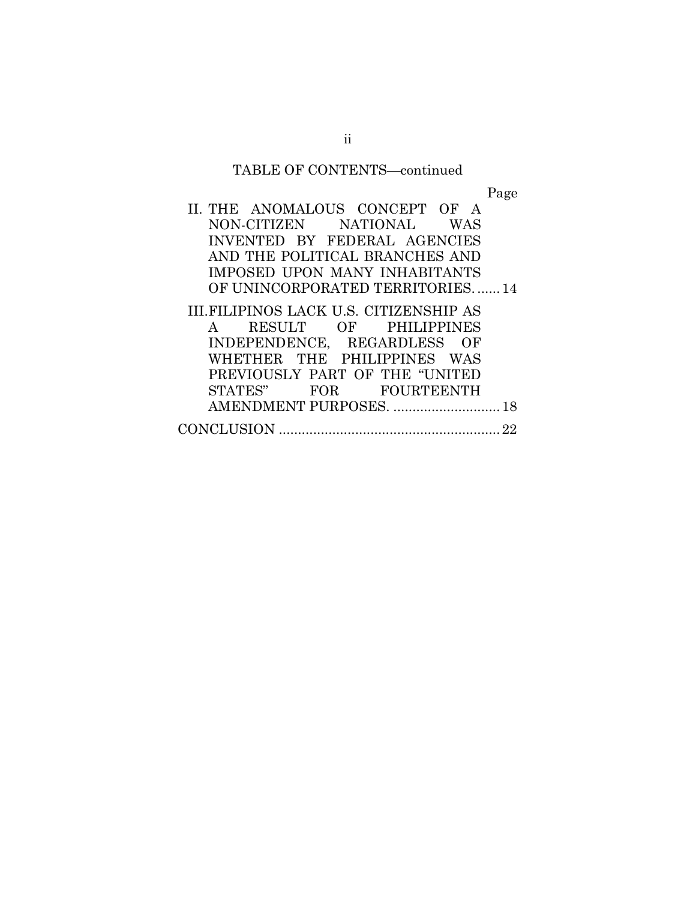TABLE OF CONTENTS—continued

| | Page |
|---|---|
| II. THE ANOMALOUS CONCEPT OF A NON-CITIZEN NATIONAL WAS INVENTED BY FEDERAL AGENCIES AND THE POLITICAL BRANCHES AND IMPOSED UPON MANY INHABITANTS OF UNINCORPORATED TERRITORIES. | 14 |
| III. FILIPINOS LACK U.S. CITIZENSHIP AS A RESULT OF PHILIPPINES INDEPENDENCE, REGARDLESS OF WHETHER THE PHILIPPINES WAS PREVIOUSLY PART OF THE "UNITED STATES" FOR FOURTEENTH AMENDMENT PURPOSES. | 18 |
| CONCLUSION | 22 |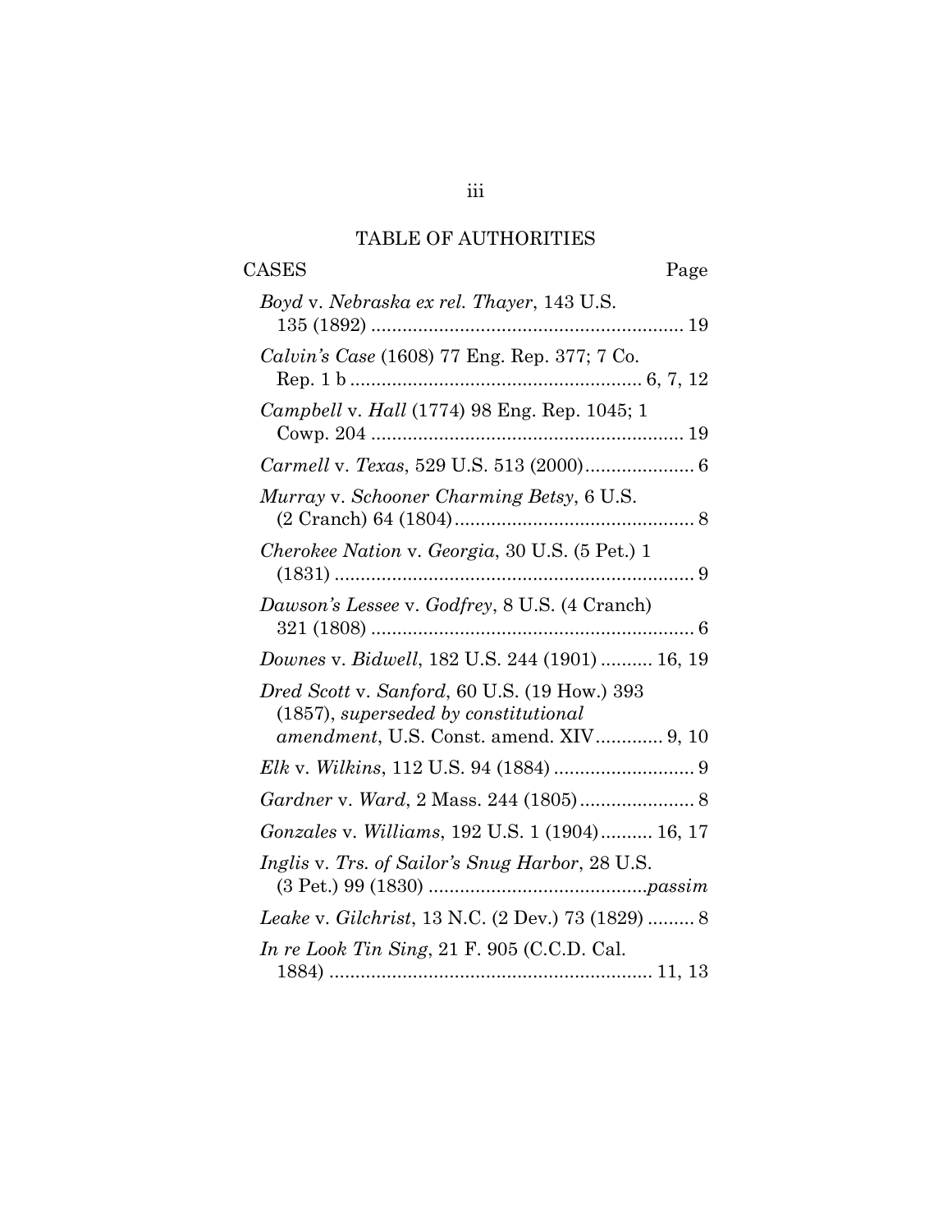# TABLE OF AUTHORITIES

CASES Page

*Boyd* v. *Nebraska ex rel. Thayer*, 143 U.S. 135 (1892) ............................................................ 19

*Calvin's Case* (1608) 77 Eng. Rep. 377; 7 Co. Rep. 1 b ....................................................... 6, 7, 12

*Campbell* v. *Hall* (1774) 98 Eng. Rep. 1045; 1 Cowp. 204 ............................................................ 19

*Carmell* v. *Texas*, 529 U.S. 513 (2000)..................... 6

*Murray* v. *Schooner Charming Betsy*, 6 U.S. (2 Cranch) 64 (1804).............................................. 8

*Cherokee Nation* v. *Georgia*, 30 U.S. (5 Pet.) 1 (1831) ..................................................................... 9

*Dawson's Lessee* v. *Godfrey*, 8 U.S. (4 Cranch) 321 (1808) .............................................................. 6

*Downes* v. *Bidwell*, 182 U.S. 244 (1901) .......... 16, 19

*Dred Scott* v. *Sanford*, 60 U.S. (19 How.) 393 (1857), *superseded by constitutional amendment*, U.S. Const. amend. XIV............. 9, 10

*Elk* v. *Wilkins*, 112 U.S. 94 (1884) ........................... 9

*Gardner* v. *Ward*, 2 Mass. 244 (1805)...................... 8

*Gonzales* v. *Williams*, 192 U.S. 1 (1904).......... 16, 17

*Inglis* v. *Trs. of Sailor's Snug Harbor*, 28 U.S. (3 Pet.) 99 (1830) ..........................................*passim*

*Leake* v. *Gilchrist*, 13 N.C. (2 Dev.) 73 (1829) ......... 8

*In re Look Tin Sing*, 21 F. 905 (C.C.D. Cal. 1884) .............................................................. 11, 13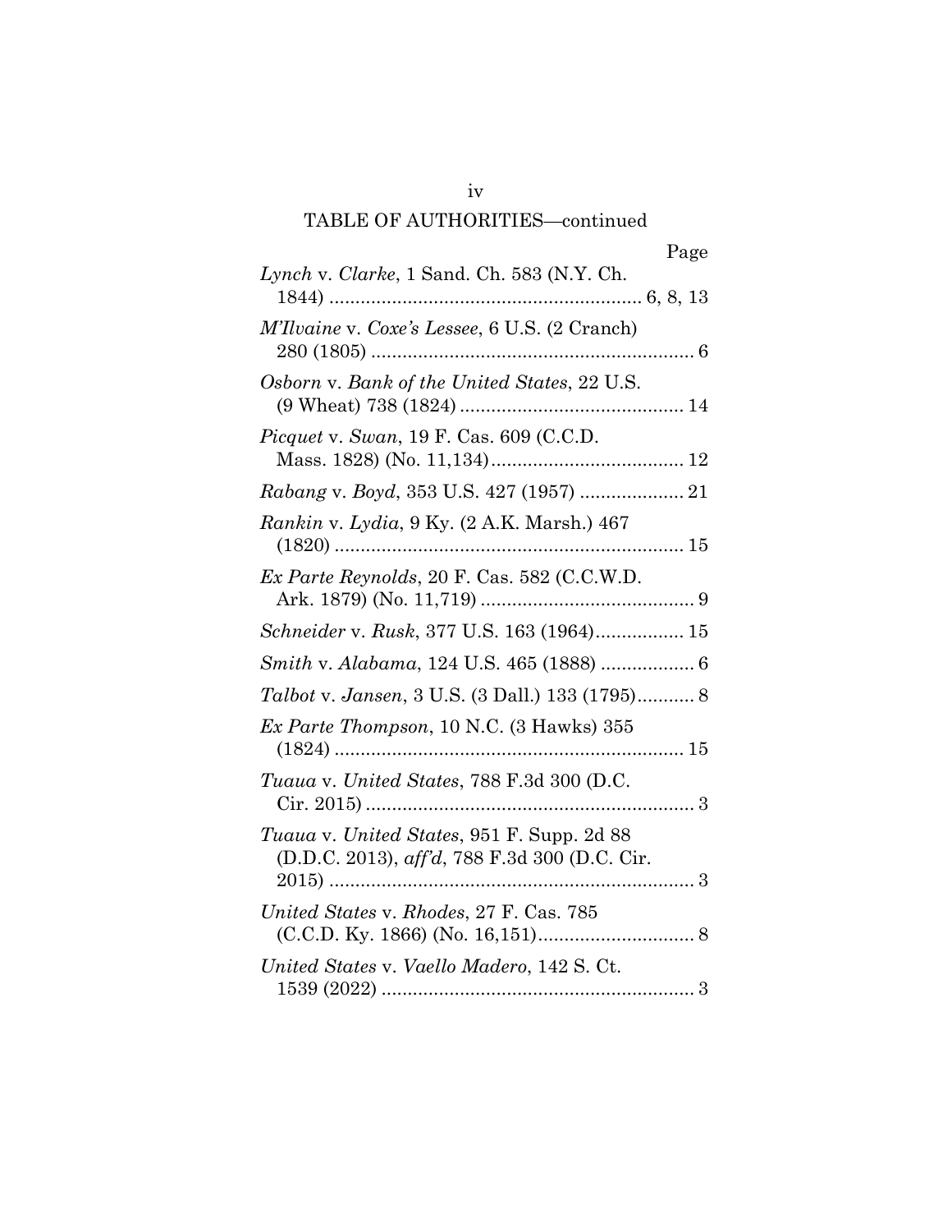TABLE OF AUTHORITIES—continued

| | Page |
|---|---|
| *Lynch* v. *Clarke*, 1 Sand. Ch. 583 (N.Y. Ch. 1844) | 6, 8, 13 |
| *M'Ilvaine* v. *Coxe's Lessee*, 6 U.S. (2 Cranch) 280 (1805) | 6 |
| *Osborn* v. *Bank of the United States*, 22 U.S. (9 Wheat) 738 (1824) | 14 |
| *Picquet* v. *Swan*, 19 F. Cas. 609 (C.C.D. Mass. 1828) (No. 11,134) | 12 |
| *Rabang* v. *Boyd*, 353 U.S. 427 (1957) | 21 |
| *Rankin* v. *Lydia*, 9 Ky. (2 A.K. Marsh.) 467 (1820) | 15 |
| *Ex Parte Reynolds*, 20 F. Cas. 582 (C.C.W.D. Ark. 1879) (No. 11,719) | 9 |
| *Schneider* v. *Rusk*, 377 U.S. 163 (1964) | 15 |
| *Smith* v. *Alabama*, 124 U.S. 465 (1888) | 6 |
| *Talbot* v. *Jansen*, 3 U.S. (3 Dall.) 133 (1795) | 8 |
| *Ex Parte Thompson*, 10 N.C. (3 Hawks) 355 (1824) | 15 |
| *Tuaua* v. *United States*, 788 F.3d 300 (D.C. Cir. 2015) | 3 |
| *Tuaua* v. *United States*, 951 F. Supp. 2d 88 (D.D.C. 2013), *aff'd*, 788 F.3d 300 (D.C. Cir. 2015) | 3 |
| *United States* v. *Rhodes*, 27 F. Cas. 785 (C.C.D. Ky. 1866) (No. 16,151) | 8 |
| *United States* v. *Vaello Madero*, 142 S. Ct. 1539 (2022) | 3 |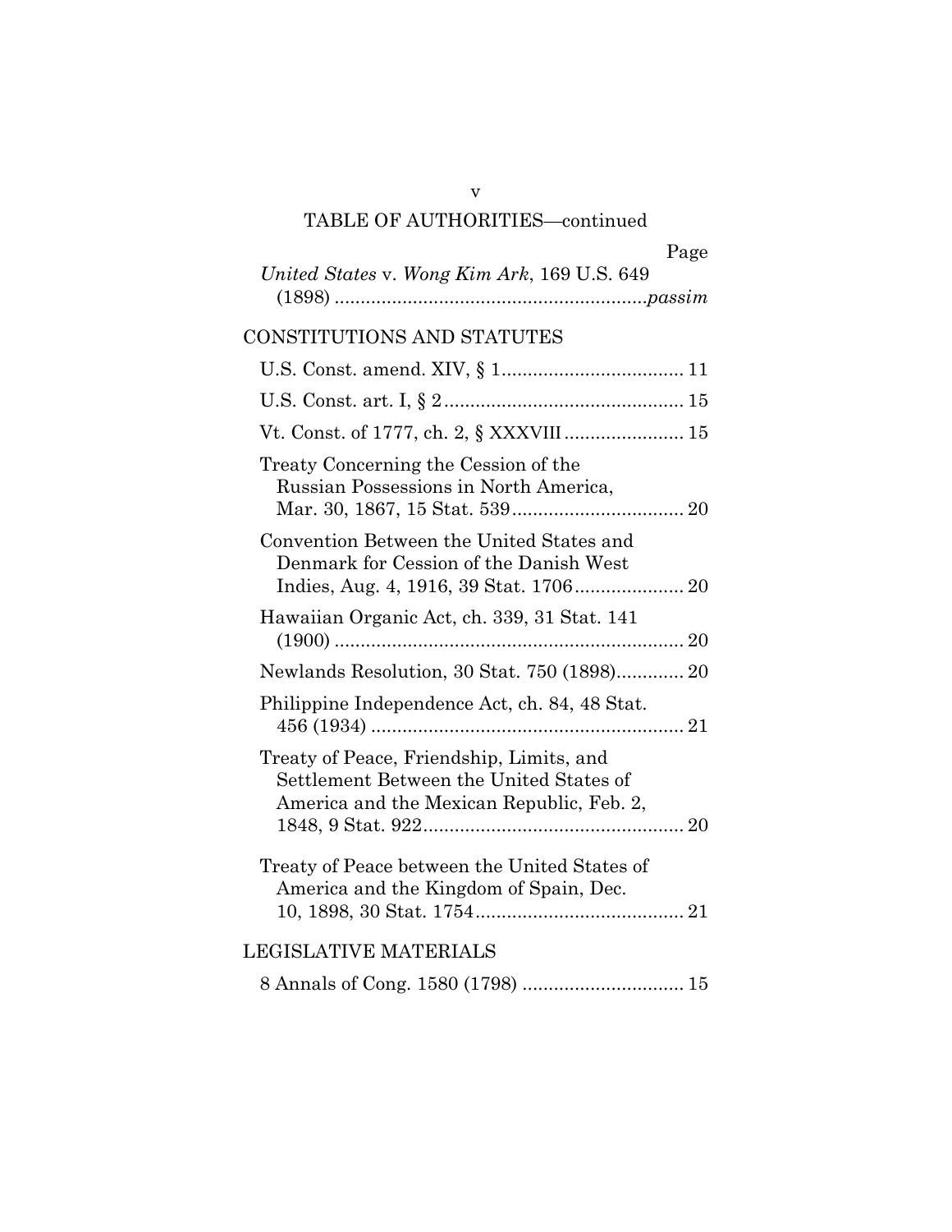TABLE OF AUTHORITIES—continued

| | Page |
|---|---|
| *United States* v. *Wong Kim Ark*, 169 U.S. 649 (1898) | *passim* |

## CONSTITUTIONS AND STATUTES

| | |
|---|---|
| U.S. Const. amend. XIV, § 1 | 11 |
| U.S. Const. art. I, § 2 | 15 |
| Vt. Const. of 1777, ch. 2, § XXXVIII | 15 |
| Treaty Concerning the Cession of the Russian Possessions in North America, Mar. 30, 1867, 15 Stat. 539 | 20 |
| Convention Between the United States and Denmark for Cession of the Danish West Indies, Aug. 4, 1916, 39 Stat. 1706 | 20 |
| Hawaiian Organic Act, ch. 339, 31 Stat. 141 (1900) | 20 |
| Newlands Resolution, 30 Stat. 750 (1898) | 20 |
| Philippine Independence Act, ch. 84, 48 Stat. 456 (1934) | 21 |
| Treaty of Peace, Friendship, Limits, and Settlement Between the United States of America and the Mexican Republic, Feb. 2, 1848, 9 Stat. 922 | 20 |
| Treaty of Peace between the United States of America and the Kingdom of Spain, Dec. 10, 1898, 30 Stat. 1754 | 21 |

## LEGISLATIVE MATERIALS

| | |
|---|---|
| 8 Annals of Cong. 1580 (1798) | 15 |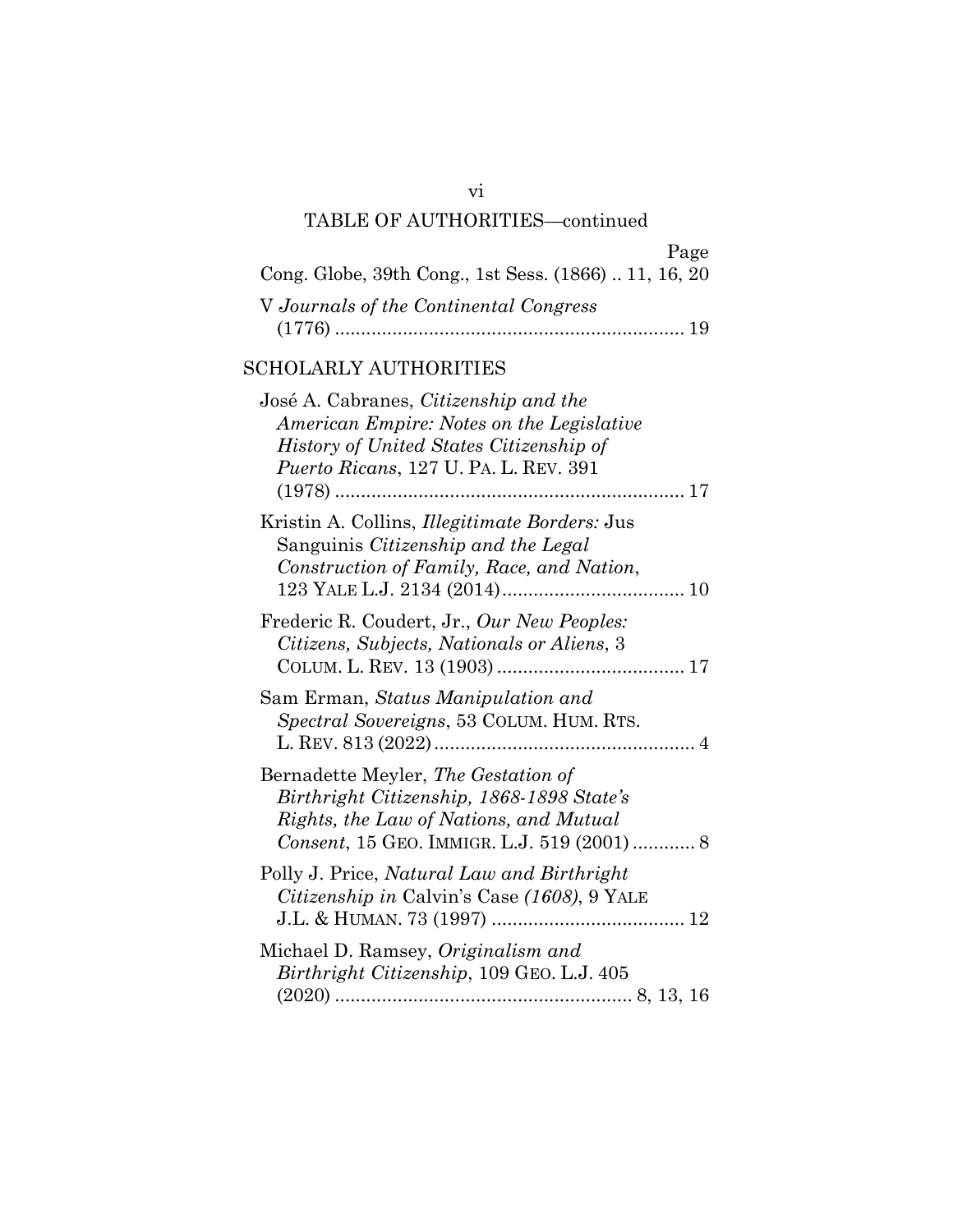TABLE OF AUTHORITIES—continued

Page

Cong. Globe, 39th Cong., 1st Sess. (1866) .. 11, 16, 20

V *Journals of the Continental Congress* (1776) .................................................................. 19

SCHOLARLY AUTHORITIES

José A. Cabranes, *Citizenship and the American Empire: Notes on the Legislative History of United States Citizenship of Puerto Ricans*, 127 U. PA. L. REV. 391 (1978) .................................................................. 17

Kristin A. Collins, *Illegitimate Borders:* Jus Sanguinis *Citizenship and the Legal Construction of Family, Race, and Nation*, 123 YALE L.J. 2134 (2014).................................. 10

Frederic R. Coudert, Jr., *Our New Peoples: Citizens, Subjects, Nationals or Aliens*, 3 COLUM. L. REV. 13 (1903) .................................... 17

Sam Erman, *Status Manipulation and Spectral Sovereigns*, 53 COLUM. HUM. RTS. L. REV. 813 (2022).................................................. 4

Bernadette Meyler, *The Gestation of Birthright Citizenship, 1868-1898 State's Rights, the Law of Nations, and Mutual Consent*, 15 GEO. IMMIGR. L.J. 519 (2001) ............ 8

Polly J. Price, *Natural Law and Birthright Citizenship in* Calvin's Case *(1608)*, 9 YALE J.L. & HUMAN. 73 (1997) ..................................... 12

Michael D. Ramsey, *Originalism and Birthright Citizenship*, 109 GEO. L.J. 405 (2020) ......................................................... 8, 13, 16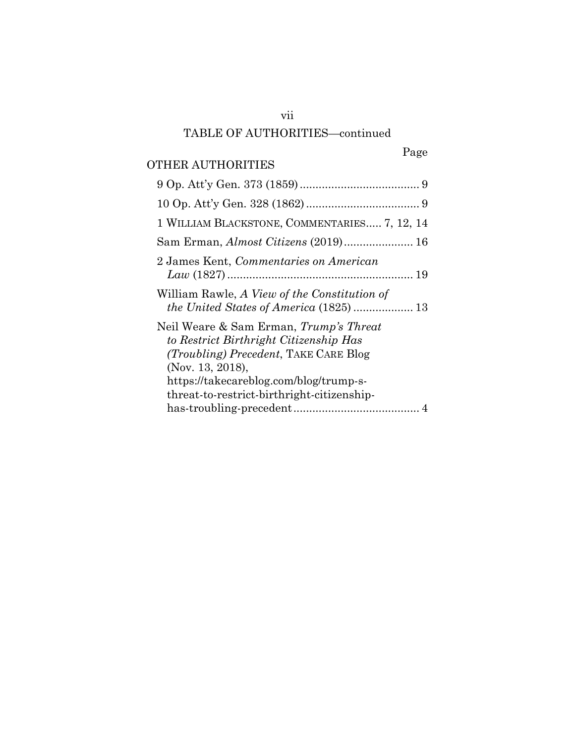## TABLE OF AUTHORITIES—continued

Page

### OTHER AUTHORITIES

9 Op. Att'y Gen. 373 (1859) ...................................... 9

10 Op. Att'y Gen. 328 (1862) .................................... 9

1 WILLIAM BLACKSTONE, COMMENTARIES..... 7, 12, 14

Sam Erman, *Almost Citizens* (2019) ...................... 16

2 James Kent, *Commentaries on American Law* (1827) ........................................................... 19

William Rawle, *A View of the Constitution of the United States of America* (1825) ................... 13

Neil Weare & Sam Erman, *Trump's Threat to Restrict Birthright Citizenship Has (Troubling) Precedent*, TAKE CARE Blog (Nov. 13, 2018), https://takecareblog.com/blog/trump-s-threat-to-restrict-birthright-citizenship-has-troubling-precedent ........................................ 4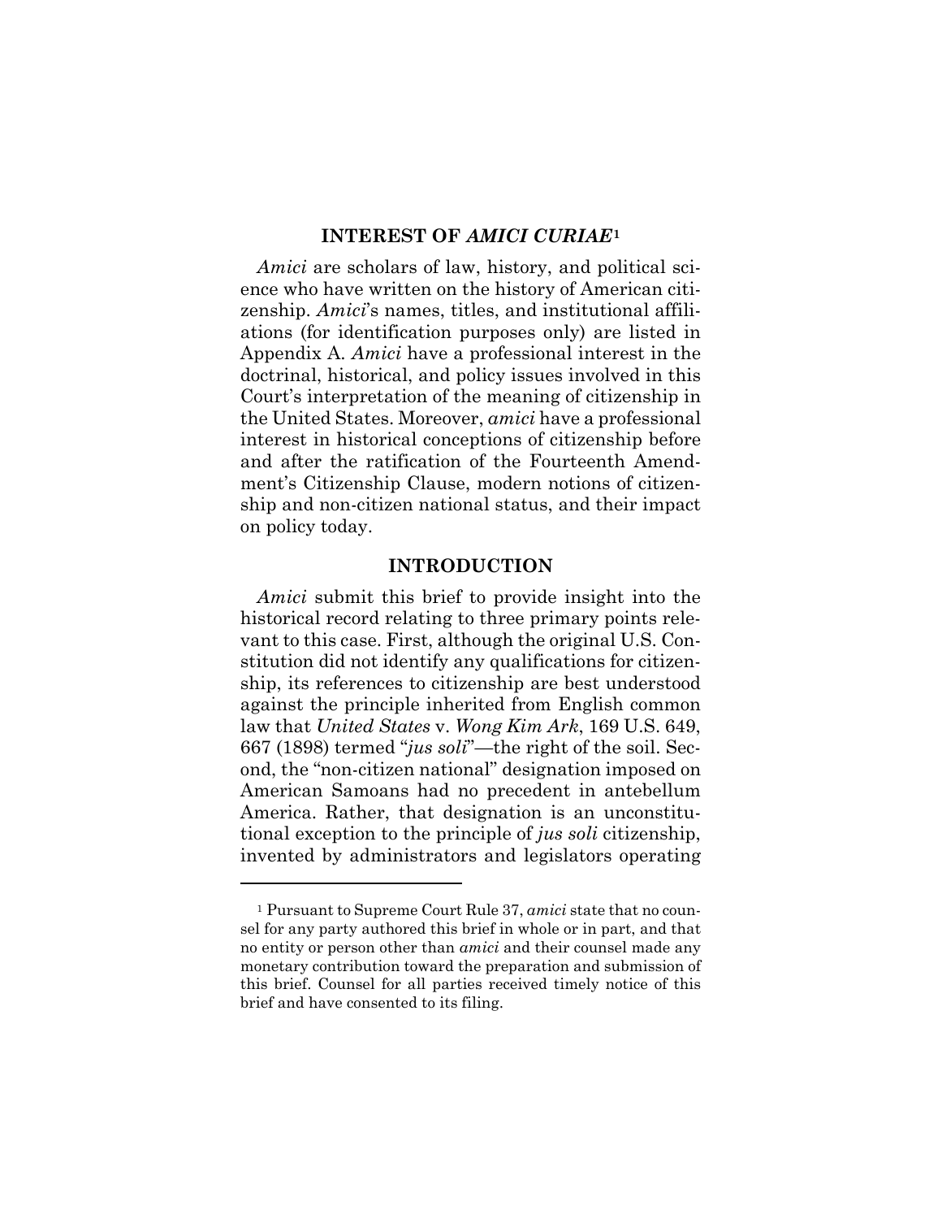## INTEREST OF *AMICI CURIAE*[1]

*Amici* are scholars of law, history, and political science who have written on the history of American citizenship. *Amici*'s names, titles, and institutional affiliations (for identification purposes only) are listed in Appendix A. *Amici* have a professional interest in the doctrinal, historical, and policy issues involved in this Court's interpretation of the meaning of citizenship in the United States. Moreover, *amici* have a professional interest in historical conceptions of citizenship before and after the ratification of the Fourteenth Amendment's Citizenship Clause, modern notions of citizenship and non-citizen national status, and their impact on policy today.

## INTRODUCTION

*Amici* submit this brief to provide insight into the historical record relating to three primary points relevant to this case. First, although the original U.S. Constitution did not identify any qualifications for citizenship, its references to citizenship are best understood against the principle inherited from English common law that *United States* v. *Wong Kim Ark*, 169 U.S. 649, 667 (1898) termed "*jus soli*"—the right of the soil. Second, the "non-citizen national" designation imposed on American Samoans had no precedent in antebellum America. Rather, that designation is an unconstitutional exception to the principle of *jus soli* citizenship, invented by administrators and legislators operating

---

[1] Pursuant to Supreme Court Rule 37, *amici* state that no counsel for any party authored this brief in whole or in part, and that no entity or person other than *amici* and their counsel made any monetary contribution toward the preparation and submission of this brief. Counsel for all parties received timely notice of this brief and have consented to its filing.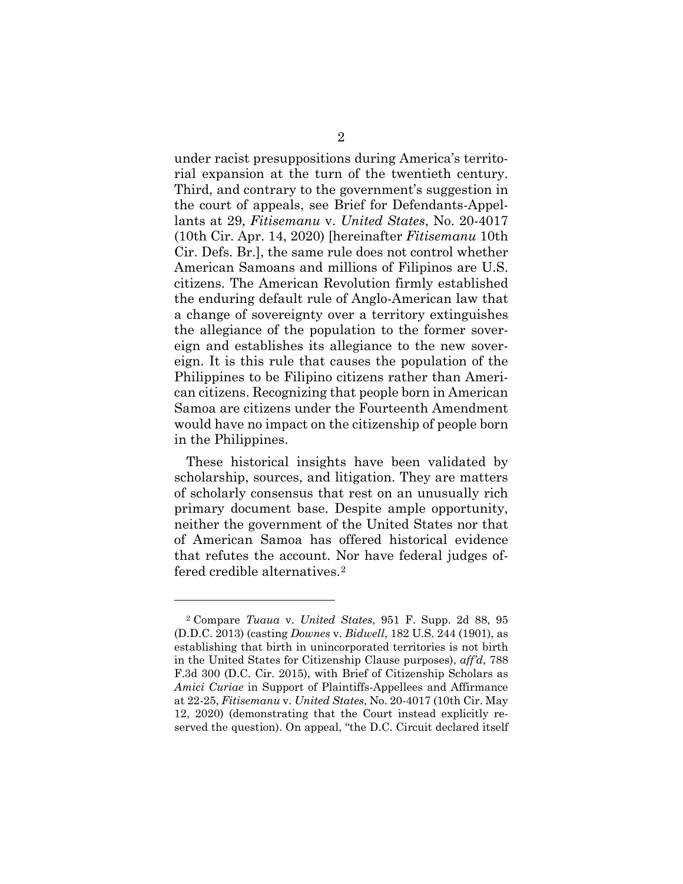under racist presuppositions during America's territorial expansion at the turn of the twentieth century. Third, and contrary to the government's suggestion in the court of appeals, see Brief for Defendants-Appellants at 29, *Fitisemanu* v. *United States*, No. 20-4017 (10th Cir. Apr. 14, 2020) [hereinafter *Fitisemanu* 10th Cir. Defs. Br.], the same rule does not control whether American Samoans and millions of Filipinos are U.S. citizens. The American Revolution firmly established the enduring default rule of Anglo-American law that a change of sovereignty over a territory extinguishes the allegiance of the population to the former sovereign and establishes its allegiance to the new sovereign. It is this rule that causes the population of the Philippines to be Filipino citizens rather than American citizens. Recognizing that people born in American Samoa are citizens under the Fourteenth Amendment would have no impact on the citizenship of people born in the Philippines.

These historical insights have been validated by scholarship, sources, and litigation. They are matters of scholarly consensus that rest on an unusually rich primary document base. Despite ample opportunity, neither the government of the United States nor that of American Samoa has offered historical evidence that refutes the account. Nor have federal judges offered credible alternatives.[2]

---

[2] Compare *Tuaua* v. *United States*, 951 F. Supp. 2d 88, 95 (D.D.C. 2013) (casting *Downes* v. *Bidwell*, 182 U.S. 244 (1901), as establishing that birth in unincorporated territories is not birth in the United States for Citizenship Clause purposes), *aff'd*, 788 F.3d 300 (D.C. Cir. 2015), with Brief of Citizenship Scholars as *Amici Curiae* in Support of Plaintiffs-Appellees and Affirmance at 22-25, *Fitisemanu* v. *United States*, No. 20-4017 (10th Cir. May 12, 2020) (demonstrating that the Court instead explicitly reserved the question). On appeal, "the D.C. Circuit declared itself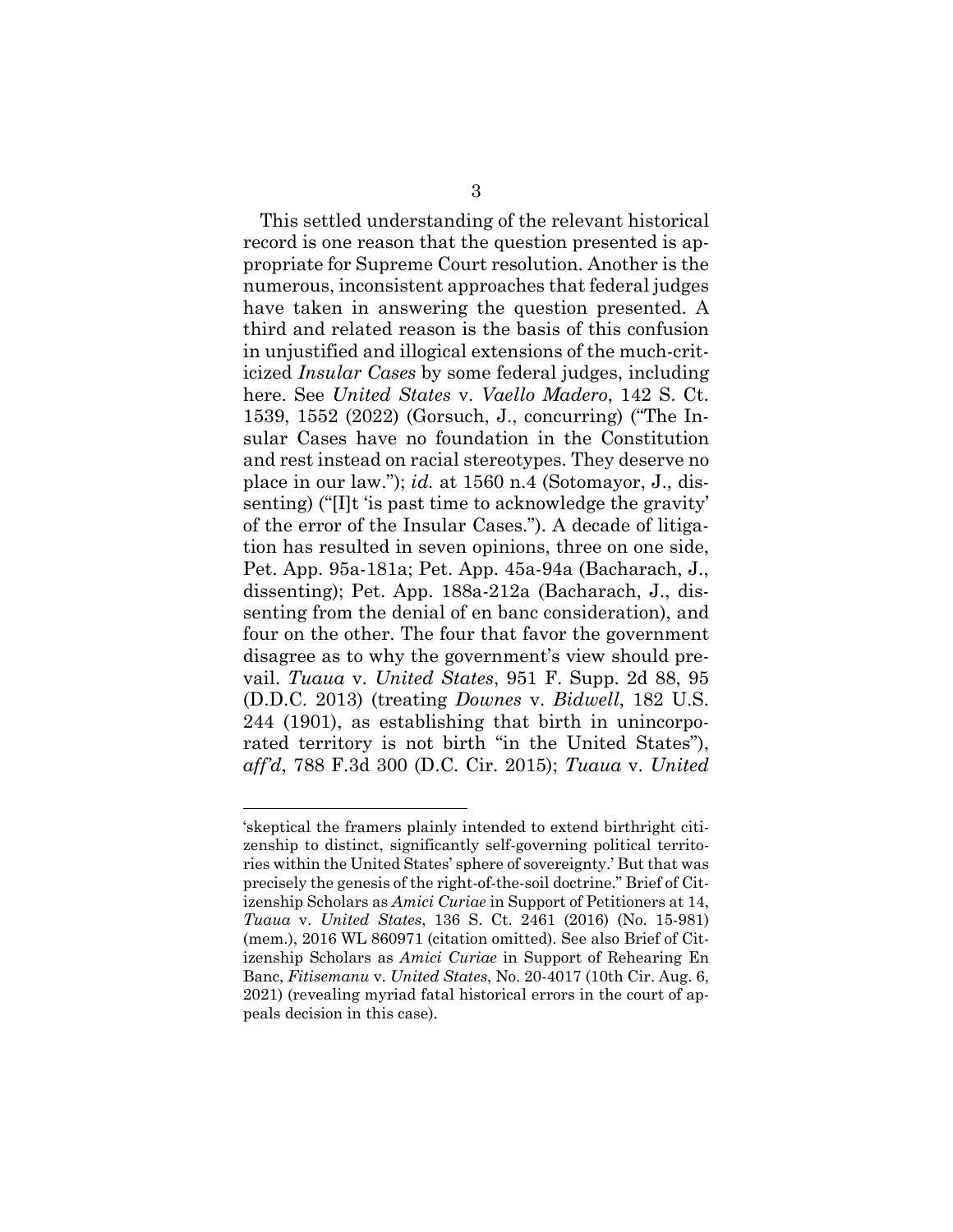This settled understanding of the relevant historical record is one reason that the question presented is appropriate for Supreme Court resolution. Another is the numerous, inconsistent approaches that federal judges have taken in answering the question presented. A third and related reason is the basis of this confusion in unjustified and illogical extensions of the much-criticized *Insular Cases* by some federal judges, including here. See *United States* v. *Vaello Madero*, 142 S. Ct. 1539, 1552 (2022) (Gorsuch, J., concurring) ("The Insular Cases have no foundation in the Constitution and rest instead on racial stereotypes. They deserve no place in our law."); *id.* at 1560 n.4 (Sotomayor, J., dissenting) ("[I]t 'is past time to acknowledge the gravity' of the error of the Insular Cases."). A decade of litigation has resulted in seven opinions, three on one side, Pet. App. 95a-181a; Pet. App. 45a-94a (Bacharach, J., dissenting); Pet. App. 188a-212a (Bacharach, J., dissenting from the denial of en banc consideration), and four on the other. The four that favor the government disagree as to why the government's view should prevail. *Tuaua* v. *United States*, 951 F. Supp. 2d 88, 95 (D.D.C. 2013) (treating *Downes* v. *Bidwell*, 182 U.S. 244 (1901), as establishing that birth in unincorporated territory is not birth "in the United States"), *aff'd*, 788 F.3d 300 (D.C. Cir. 2015); *Tuaua* v. *United*

---

'skeptical the framers plainly intended to extend birthright citizenship to distinct, significantly self-governing political territories within the United States' sphere of sovereignty.' But that was precisely the genesis of the right-of-the-soil doctrine." Brief of Citizenship Scholars as *Amici Curiae* in Support of Petitioners at 14, *Tuaua* v. *United States*, 136 S. Ct. 2461 (2016) (No. 15-981) (mem.), 2016 WL 860971 (citation omitted). See also Brief of Citizenship Scholars as *Amici Curiae* in Support of Rehearing En Banc, *Fitisemanu* v. *United States*, No. 20-4017 (10th Cir. Aug. 6, 2021) (revealing myriad fatal historical errors in the court of appeals decision in this case).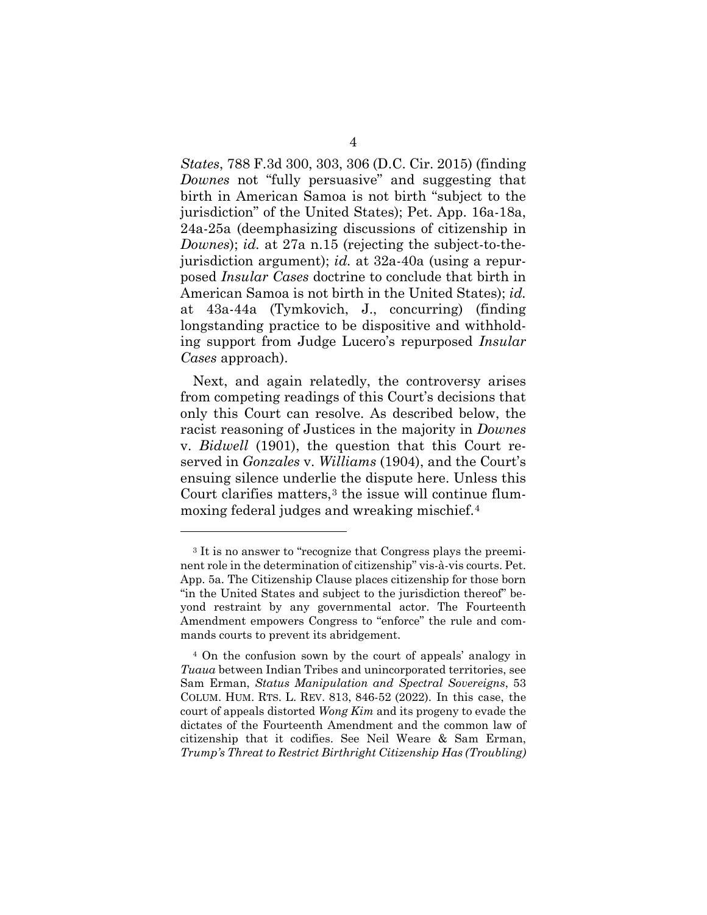*States*, 788 F.3d 300, 303, 306 (D.C. Cir. 2015) (finding *Downes* not "fully persuasive" and suggesting that birth in American Samoa is not birth "subject to the jurisdiction" of the United States); Pet. App. 16a-18a, 24a-25a (deemphasizing discussions of citizenship in *Downes*); *id.* at 27a n.15 (rejecting the subject-to-the-jurisdiction argument); *id.* at 32a-40a (using a repurposed *Insular Cases* doctrine to conclude that birth in American Samoa is not birth in the United States); *id.* at 43a-44a (Tymkovich, J., concurring) (finding longstanding practice to be dispositive and withholding support from Judge Lucero's repurposed *Insular Cases* approach).

Next, and again relatedly, the controversy arises from competing readings of this Court's decisions that only this Court can resolve. As described below, the racist reasoning of Justices in the majority in *Downes* v. *Bidwell* (1901), the question that this Court reserved in *Gonzales* v. *Williams* (1904), and the Court's ensuing silence underlie the dispute here. Unless this Court clarifies matters,[3] the issue will continue flummoxing federal judges and wreaking mischief.[4]

---

[3] It is no answer to "recognize that Congress plays the preeminent role in the determination of citizenship" vis-à-vis courts. Pet. App. 5a. The Citizenship Clause places citizenship for those born "in the United States and subject to the jurisdiction thereof" beyond restraint by any governmental actor. The Fourteenth Amendment empowers Congress to "enforce" the rule and commands courts to prevent its abridgement.

[4] On the confusion sown by the court of appeals' analogy in *Tuaua* between Indian Tribes and unincorporated territories, see Sam Erman, *Status Manipulation and Spectral Sovereigns*, 53 COLUM. HUM. RTS. L. REV. 813, 846-52 (2022). In this case, the court of appeals distorted *Wong Kim* and its progeny to evade the dictates of the Fourteenth Amendment and the common law of citizenship that it codifies. See Neil Weare & Sam Erman, *Trump's Threat to Restrict Birthright Citizenship Has (Troubling)*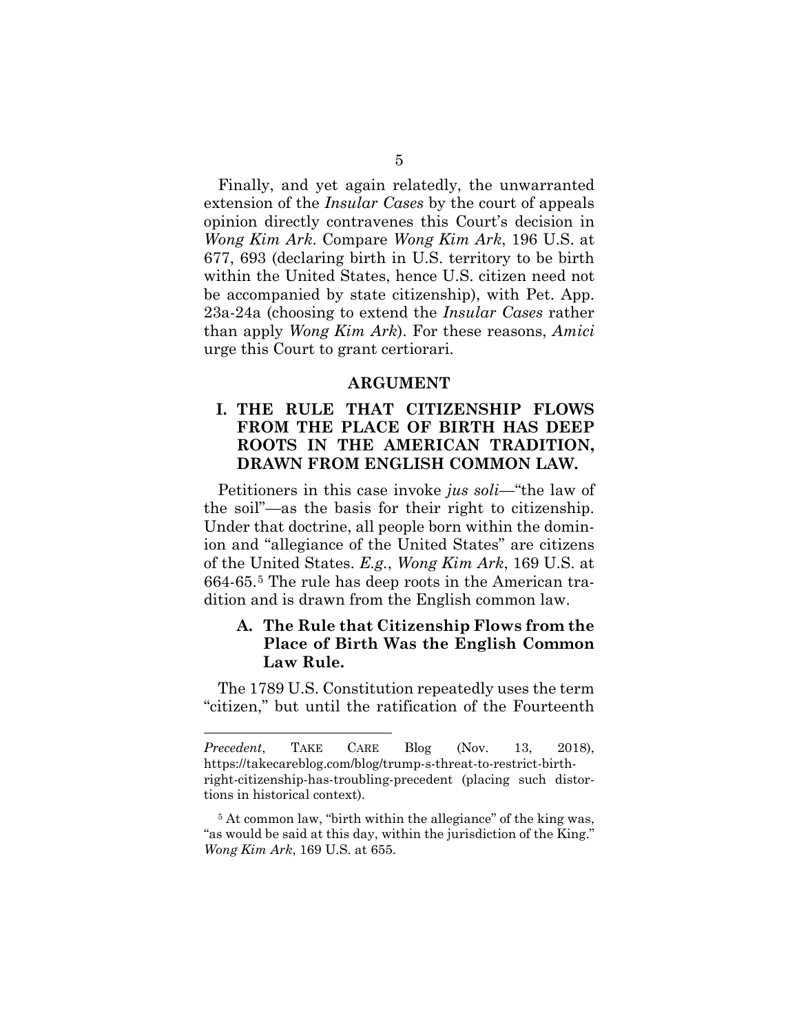Finally, and yet again relatedly, the unwarranted extension of the *Insular Cases* by the court of appeals opinion directly contravenes this Court's decision in *Wong Kim Ark*. Compare *Wong Kim Ark*, 196 U.S. at 677, 693 (declaring birth in U.S. territory to be birth within the United States, hence U.S. citizen need not be accompanied by state citizenship), with Pet. App. 23a-24a (choosing to extend the *Insular Cases* rather than apply *Wong Kim Ark*). For these reasons, *Amici* urge this Court to grant certiorari.

## ARGUMENT

### I. THE RULE THAT CITIZENSHIP FLOWS FROM THE PLACE OF BIRTH HAS DEEP ROOTS IN THE AMERICAN TRADITION, DRAWN FROM ENGLISH COMMON LAW.

Petitioners in this case invoke *jus soli*—"the law of the soil"—as the basis for their right to citizenship. Under that doctrine, all people born within the dominion and "allegiance of the United States" are citizens of the United States. *E.g.*, *Wong Kim Ark*, 169 U.S. at 664-65.[5] The rule has deep roots in the American tradition and is drawn from the English common law.

#### A. The Rule that Citizenship Flows from the Place of Birth Was the English Common Law Rule.

The 1789 U.S. Constitution repeatedly uses the term "citizen," but until the ratification of the Fourteenth

---

*Precedent*, TAKE CARE Blog (Nov. 13, 2018), https://takecareblog.com/blog/trump-s-threat-to-restrict-birth-right-citizenship-has-troubling-precedent (placing such distortions in historical context).

[5] At common law, "birth within the allegiance" of the king was, "as would be said at this day, within the jurisdiction of the King." *Wong Kim Ark*, 169 U.S. at 655.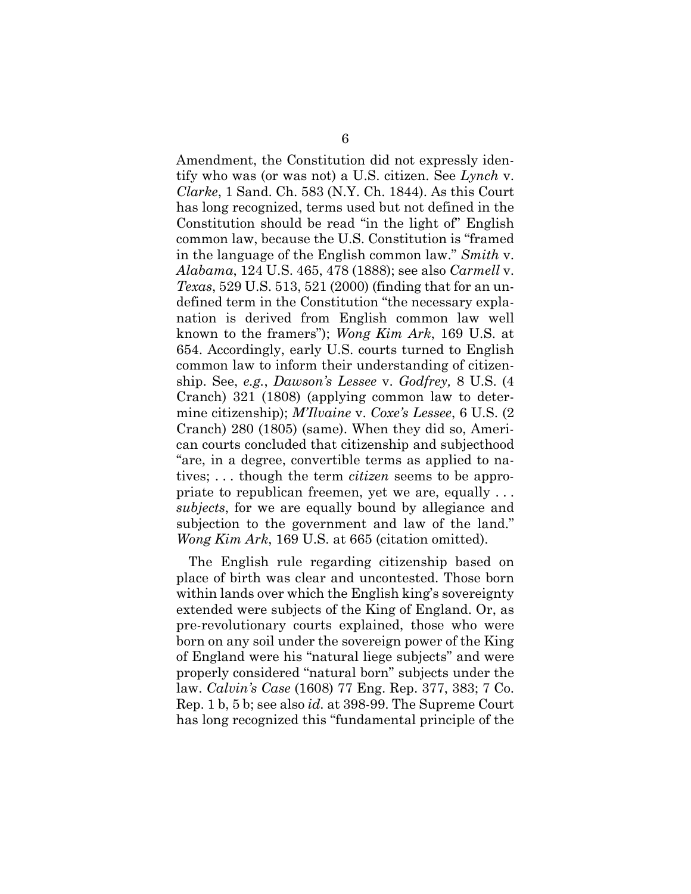Amendment, the Constitution did not expressly identify who was (or was not) a U.S. citizen. See *Lynch* v. *Clarke*, 1 Sand. Ch. 583 (N.Y. Ch. 1844). As this Court has long recognized, terms used but not defined in the Constitution should be read "in the light of" English common law, because the U.S. Constitution is "framed in the language of the English common law." *Smith* v. *Alabama*, 124 U.S. 465, 478 (1888); see also *Carmell* v. *Texas*, 529 U.S. 513, 521 (2000) (finding that for an undefined term in the Constitution "the necessary explanation is derived from English common law well known to the framers"); *Wong Kim Ark*, 169 U.S. at 654. Accordingly, early U.S. courts turned to English common law to inform their understanding of citizenship. See, *e.g.*, *Dawson's Lessee* v. *Godfrey,* 8 U.S. (4 Cranch) 321 (1808) (applying common law to determine citizenship); *M'Ilvaine* v. *Coxe's Lessee*, 6 U.S. (2 Cranch) 280 (1805) (same). When they did so, American courts concluded that citizenship and subjecthood "are, in a degree, convertible terms as applied to natives; . . . though the term *citizen* seems to be appropriate to republican freemen, yet we are, equally . . . *subjects*, for we are equally bound by allegiance and subjection to the government and law of the land." *Wong Kim Ark*, 169 U.S. at 665 (citation omitted).

The English rule regarding citizenship based on place of birth was clear and uncontested. Those born within lands over which the English king's sovereignty extended were subjects of the King of England. Or, as pre-revolutionary courts explained, those who were born on any soil under the sovereign power of the King of England were his "natural liege subjects" and were properly considered "natural born" subjects under the law. *Calvin's Case* (1608) 77 Eng. Rep. 377, 383; 7 Co. Rep. 1 b, 5 b; see also *id.* at 398-99. The Supreme Court has long recognized this "fundamental principle of the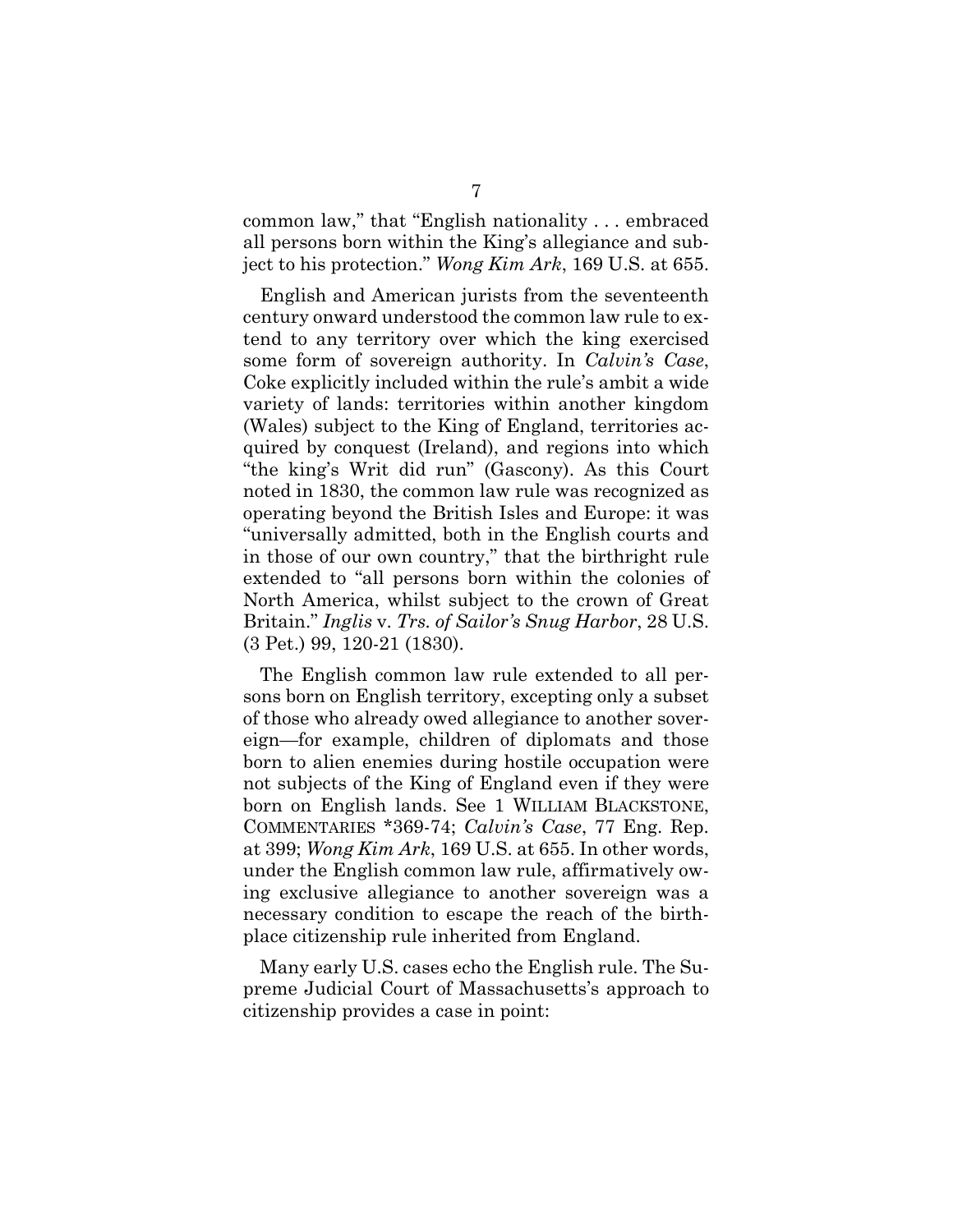common law," that "English nationality . . . embraced all persons born within the King's allegiance and subject to his protection." *Wong Kim Ark*, 169 U.S. at 655.

English and American jurists from the seventeenth century onward understood the common law rule to extend to any territory over which the king exercised some form of sovereign authority. In *Calvin's Case*, Coke explicitly included within the rule's ambit a wide variety of lands: territories within another kingdom (Wales) subject to the King of England, territories acquired by conquest (Ireland), and regions into which "the king's Writ did run" (Gascony). As this Court noted in 1830, the common law rule was recognized as operating beyond the British Isles and Europe: it was "universally admitted, both in the English courts and in those of our own country," that the birthright rule extended to "all persons born within the colonies of North America, whilst subject to the crown of Great Britain." *Inglis* v. *Trs. of Sailor's Snug Harbor*, 28 U.S. (3 Pet.) 99, 120-21 (1830).

The English common law rule extended to all persons born on English territory, excepting only a subset of those who already owed allegiance to another sovereign—for example, children of diplomats and those born to alien enemies during hostile occupation were not subjects of the King of England even if they were born on English lands. See 1 WILLIAM BLACKSTONE, COMMENTARIES *369-74; *Calvin's Case*, 77 Eng. Rep. at 399; *Wong Kim Ark*, 169 U.S. at 655. In other words, under the English common law rule, affirmatively owing exclusive allegiance to another sovereign was a necessary condition to escape the reach of the birthplace citizenship rule inherited from England.

Many early U.S. cases echo the English rule. The Supreme Judicial Court of Massachusetts's approach to citizenship provides a case in point: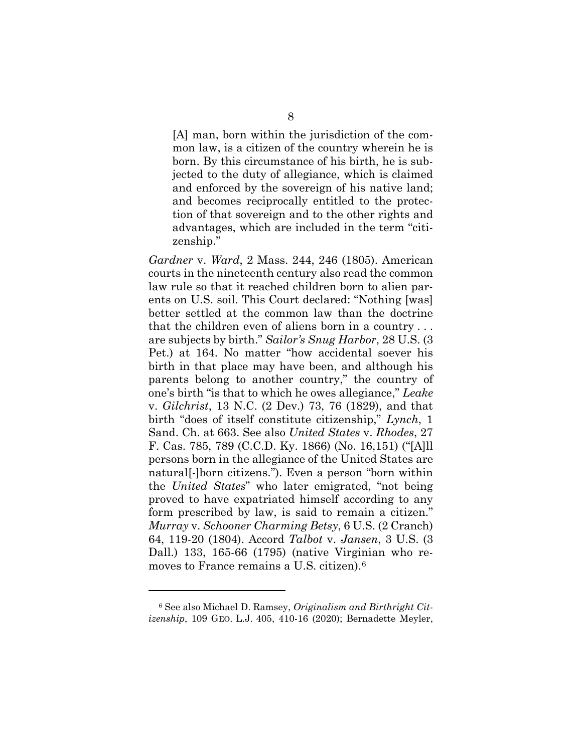> [A] man, born within the jurisdiction of the common law, is a citizen of the country wherein he is born. By this circumstance of his birth, he is subjected to the duty of allegiance, which is claimed and enforced by the sovereign of his native land; and becomes reciprocally entitled to the protection of that sovereign and to the other rights and advantages, which are included in the term "citizenship."

*Gardner* v. *Ward*, 2 Mass. 244, 246 (1805). American courts in the nineteenth century also read the common law rule so that it reached children born to alien parents on U.S. soil. This Court declared: "Nothing [was] better settled at the common law than the doctrine that the children even of aliens born in a country . . . are subjects by birth." *Sailor's Snug Harbor*, 28 U.S. (3 Pet.) at 164. No matter "how accidental soever his birth in that place may have been, and although his parents belong to another country," the country of one's birth "is that to which he owes allegiance," *Leake* v. *Gilchrist*, 13 N.C. (2 Dev.) 73, 76 (1829), and that birth "does of itself constitute citizenship," *Lynch*, 1 Sand. Ch. at 663. See also *United States* v. *Rhodes*, 27 F. Cas. 785, 789 (C.C.D. Ky. 1866) (No. 16,151) ("[A]ll persons born in the allegiance of the United States are natural[-]born citizens."). Even a person "born within the *United States*" who later emigrated, "not being proved to have expatriated himself according to any form prescribed by law, is said to remain a citizen." *Murray* v. *Schooner Charming Betsy*, 6 U.S. (2 Cranch) 64, 119-20 (1804). Accord *Talbot* v. *Jansen*, 3 U.S. (3 Dall.) 133, 165-66 (1795) (native Virginian who removes to France remains a U.S. citizen).[6]

[6] See also Michael D. Ramsey, *Originalism and Birthright Citizenship*, 109 GEO. L.J. 405, 410-16 (2020); Bernadette Meyler,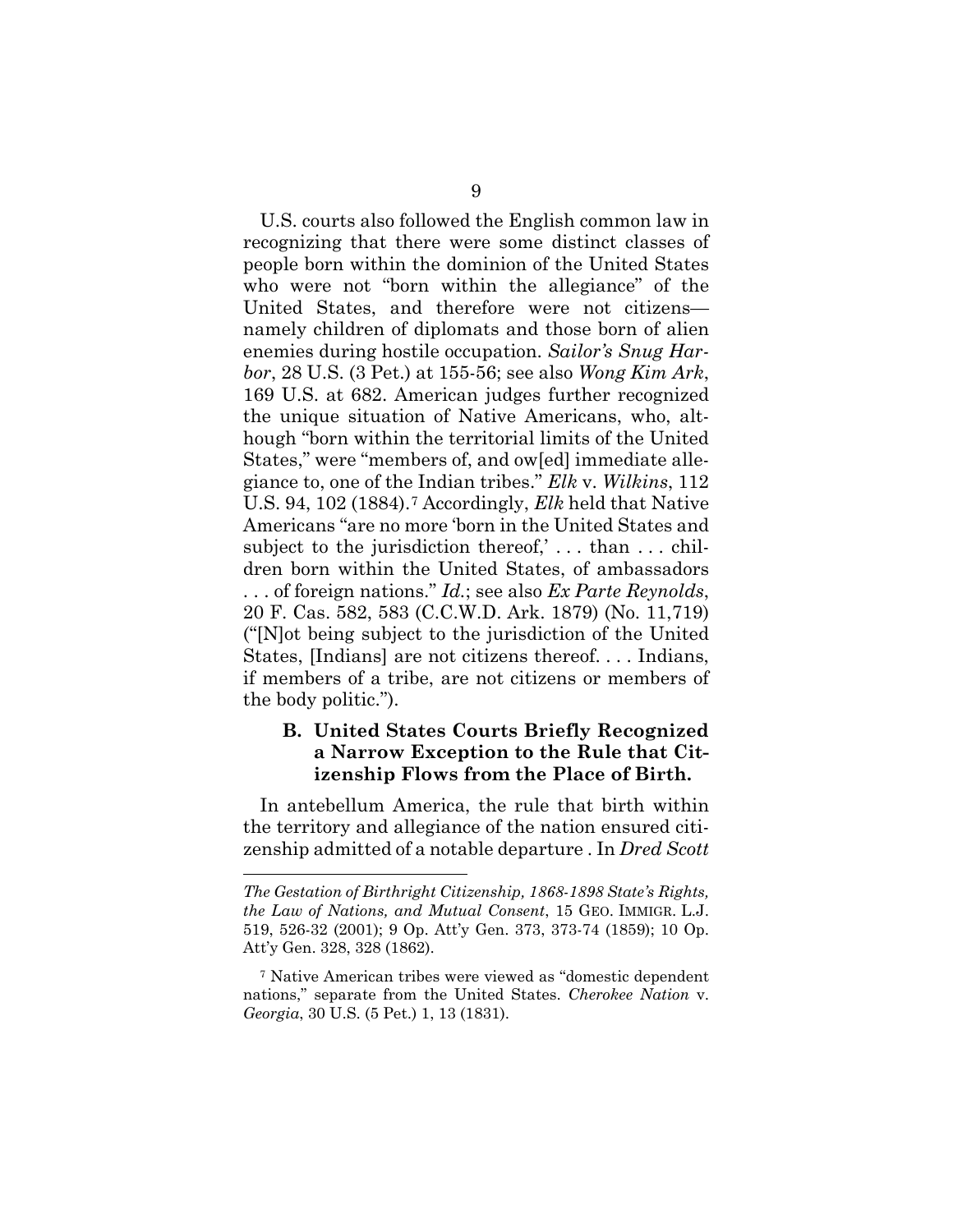U.S. courts also followed the English common law in recognizing that there were some distinct classes of people born within the dominion of the United States who were not "born within the allegiance" of the United States, and therefore were not citizens—namely children of diplomats and those born of alien enemies during hostile occupation. *Sailor's Snug Harbor*, 28 U.S. (3 Pet.) at 155-56; see also *Wong Kim Ark*, 169 U.S. at 682. American judges further recognized the unique situation of Native Americans, who, although "born within the territorial limits of the United States," were "members of, and ow[ed] immediate allegiance to, one of the Indian tribes." *Elk* v. *Wilkins*, 112 U.S. 94, 102 (1884).[7] Accordingly, *Elk* held that Native Americans "are no more 'born in the United States and subject to the jurisdiction thereof,' . . . than . . . children born within the United States, of ambassadors . . . of foreign nations." *Id.*; see also *Ex Parte Reynolds*, 20 F. Cas. 582, 583 (C.C.W.D. Ark. 1879) (No. 11,719) ("[N]ot being subject to the jurisdiction of the United States, [Indians] are not citizens thereof. . . . Indians, if members of a tribe, are not citizens or members of the body politic.").

### B. United States Courts Briefly Recognized a Narrow Exception to the Rule that Citizenship Flows from the Place of Birth.

In antebellum America, the rule that birth within the territory and allegiance of the nation ensured citizenship admitted of a notable departure . In *Dred Scott*

---

*The Gestation of Birthright Citizenship, 1868-1898 State's Rights, the Law of Nations, and Mutual Consent*, 15 GEO. IMMIGR. L.J. 519, 526-32 (2001); 9 Op. Att'y Gen. 373, 373-74 (1859); 10 Op. Att'y Gen. 328, 328 (1862).

[7] Native American tribes were viewed as "domestic dependent nations," separate from the United States. *Cherokee Nation* v. *Georgia*, 30 U.S. (5 Pet.) 1, 13 (1831).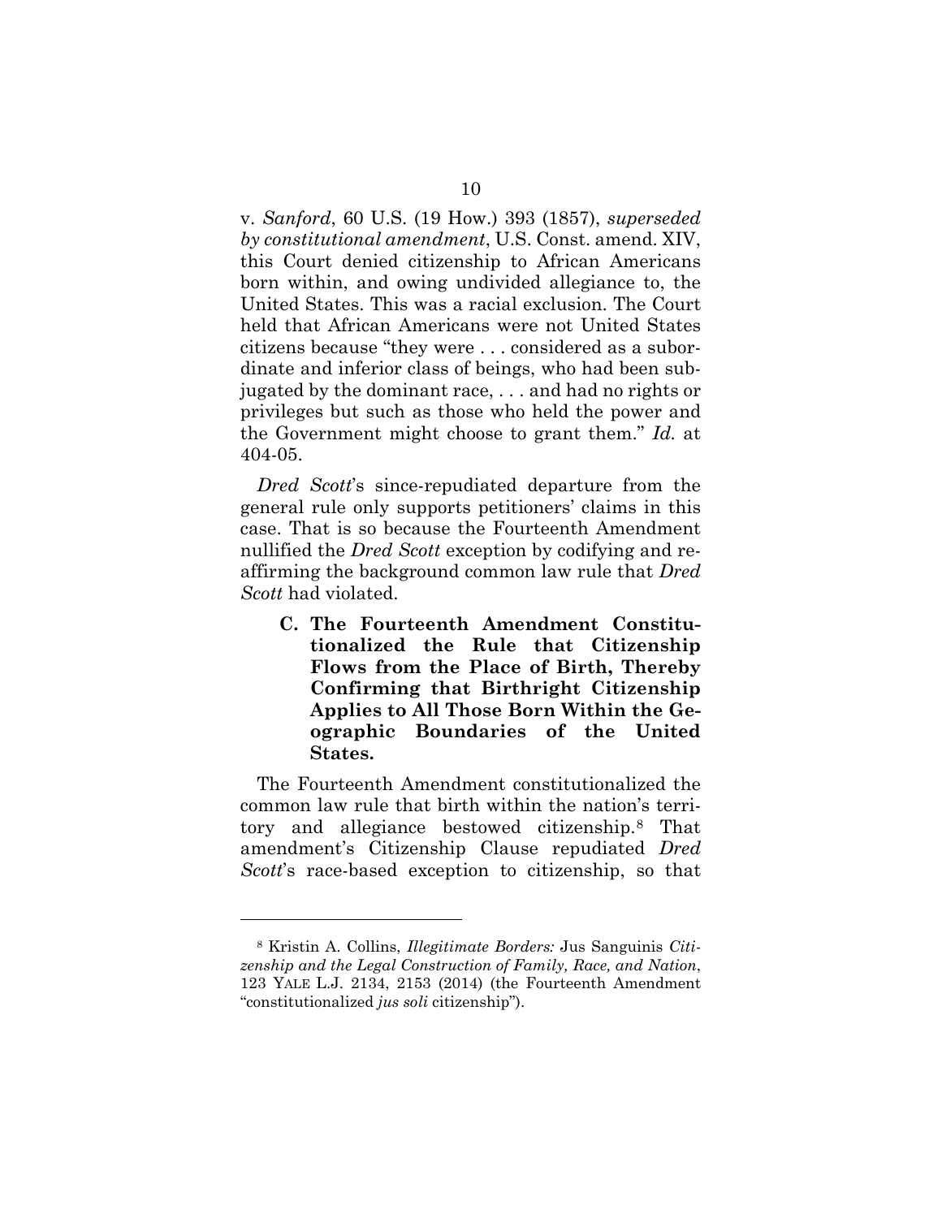v. *Sanford*, 60 U.S. (19 How.) 393 (1857), *superseded by constitutional amendment*, U.S. Const. amend. XIV, this Court denied citizenship to African Americans born within, and owing undivided allegiance to, the United States. This was a racial exclusion. The Court held that African Americans were not United States citizens because "they were . . . considered as a subordinate and inferior class of beings, who had been subjugated by the dominant race, . . . and had no rights or privileges but such as those who held the power and the Government might choose to grant them." *Id.* at 404-05.

*Dred Scott*'s since-repudiated departure from the general rule only supports petitioners' claims in this case. That is so because the Fourteenth Amendment nullified the *Dred Scott* exception by codifying and reaffirming the background common law rule that *Dred Scott* had violated.

### C. The Fourteenth Amendment Constitutionalized the Rule that Citizenship Flows from the Place of Birth, Thereby Confirming that Birthright Citizenship Applies to All Those Born Within the Geographic Boundaries of the United States.

The Fourteenth Amendment constitutionalized the common law rule that birth within the nation's territory and allegiance bestowed citizenship.[8] That amendment's Citizenship Clause repudiated *Dred Scott*'s race-based exception to citizenship, so that

---

[8] Kristin A. Collins, *Illegitimate Borders:* Jus Sanguinis *Citizenship and the Legal Construction of Family, Race, and Nation*, 123 YALE L.J. 2134, 2153 (2014) (the Fourteenth Amendment "constitutionalized *jus soli* citizenship").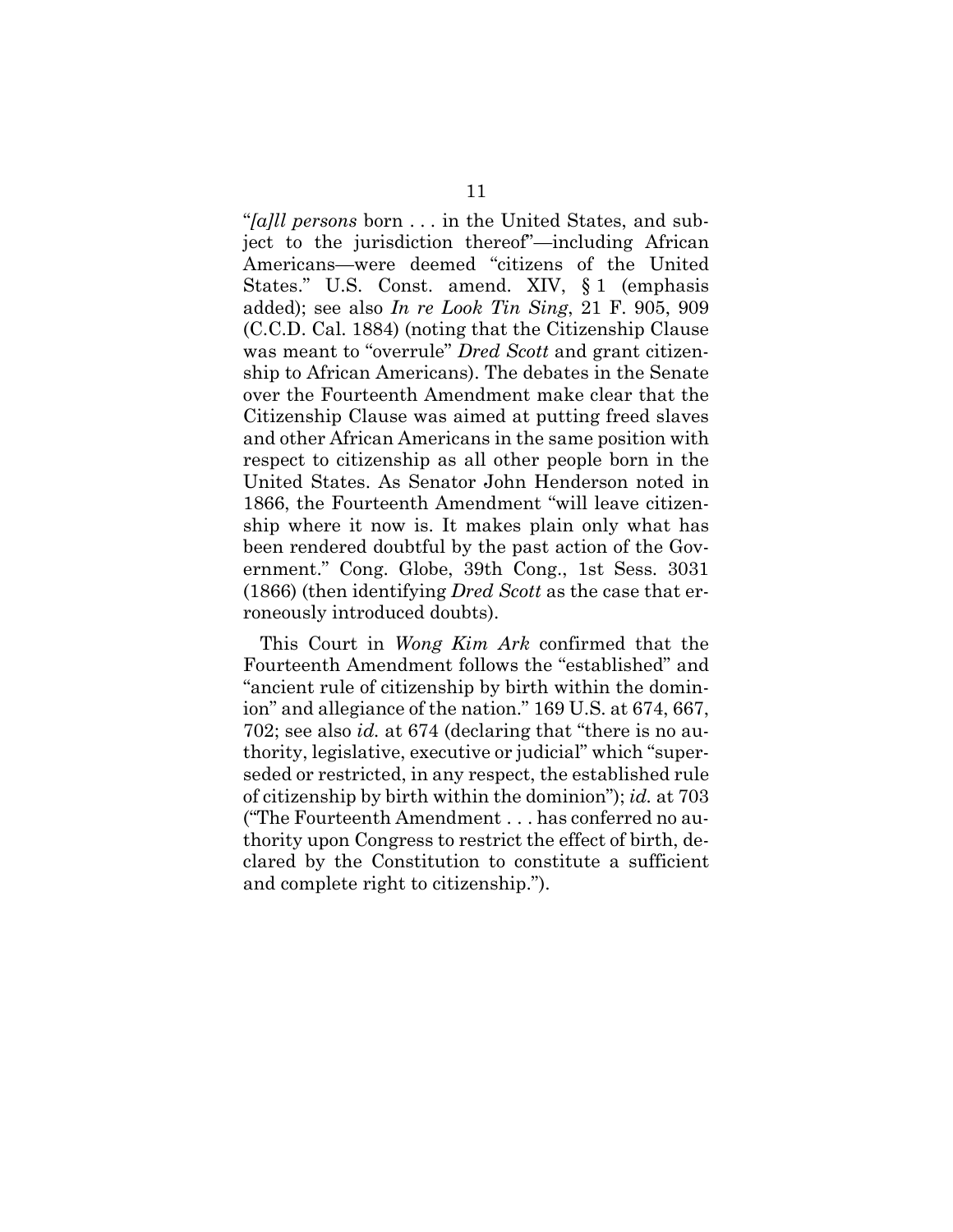"*[a]ll persons* born . . . in the United States, and subject to the jurisdiction thereof"—including African Americans—were deemed "citizens of the United States." U.S. Const. amend. XIV, § 1 (emphasis added); see also *In re Look Tin Sing*, 21 F. 905, 909 (C.C.D. Cal. 1884) (noting that the Citizenship Clause was meant to "overrule" *Dred Scott* and grant citizenship to African Americans). The debates in the Senate over the Fourteenth Amendment make clear that the Citizenship Clause was aimed at putting freed slaves and other African Americans in the same position with respect to citizenship as all other people born in the United States. As Senator John Henderson noted in 1866, the Fourteenth Amendment "will leave citizenship where it now is. It makes plain only what has been rendered doubtful by the past action of the Government." Cong. Globe, 39th Cong., 1st Sess. 3031 (1866) (then identifying *Dred Scott* as the case that erroneously introduced doubts).

This Court in *Wong Kim Ark* confirmed that the Fourteenth Amendment follows the "established" and "ancient rule of citizenship by birth within the dominion" and allegiance of the nation." 169 U.S. at 674, 667, 702; see also *id.* at 674 (declaring that "there is no authority, legislative, executive or judicial" which "superseded or restricted, in any respect, the established rule of citizenship by birth within the dominion"); *id.* at 703 ("The Fourteenth Amendment . . . has conferred no authority upon Congress to restrict the effect of birth, declared by the Constitution to constitute a sufficient and complete right to citizenship.").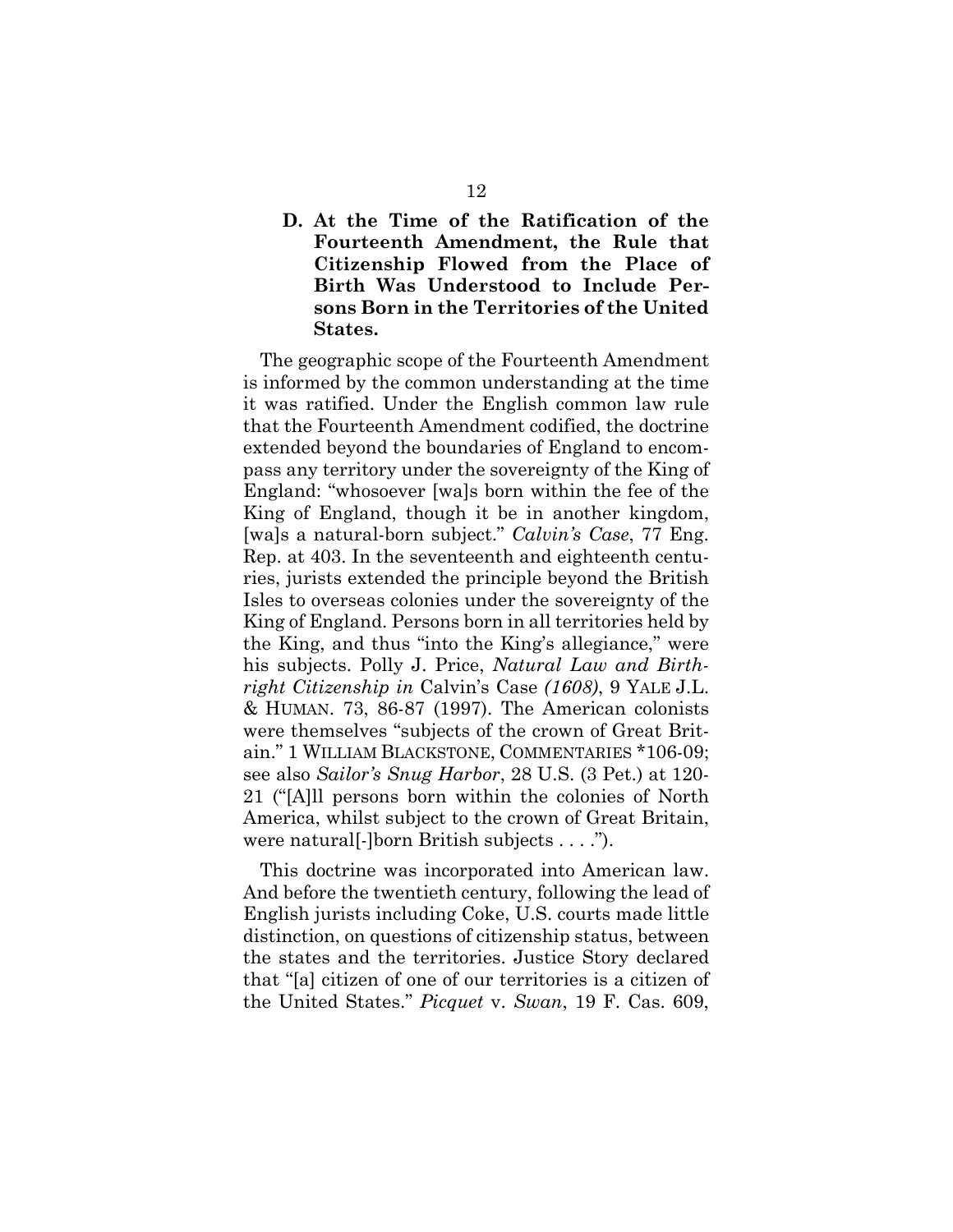### D. At the Time of the Ratification of the Fourteenth Amendment, the Rule that Citizenship Flowed from the Place of Birth Was Understood to Include Persons Born in the Territories of the United States.

The geographic scope of the Fourteenth Amendment is informed by the common understanding at the time it was ratified. Under the English common law rule that the Fourteenth Amendment codified, the doctrine extended beyond the boundaries of England to encompass any territory under the sovereignty of the King of England: "whosoever [wa]s born within the fee of the King of England, though it be in another kingdom, [wa]s a natural-born subject." *Calvin's Case*, 77 Eng. Rep. at 403. In the seventeenth and eighteenth centuries, jurists extended the principle beyond the British Isles to overseas colonies under the sovereignty of the King of England. Persons born in all territories held by the King, and thus "into the King's allegiance," were his subjects. Polly J. Price, *Natural Law and Birthright Citizenship in* Calvin's Case *(1608)*, 9 YALE J.L. & HUMAN. 73, 86-87 (1997). The American colonists were themselves "subjects of the crown of Great Britain." 1 WILLIAM BLACKSTONE, COMMENTARIES *106-09; see also *Sailor's Snug Harbor*, 28 U.S. (3 Pet.) at 120-21 ("[A]ll persons born within the colonies of North America, whilst subject to the crown of Great Britain, were natural[-]born British subjects . . . .").

This doctrine was incorporated into American law. And before the twentieth century, following the lead of English jurists including Coke, U.S. courts made little distinction, on questions of citizenship status, between the states and the territories. Justice Story declared that "[a] citizen of one of our territories is a citizen of the United States." *Picquet* v. *Swan*, 19 F. Cas. 609,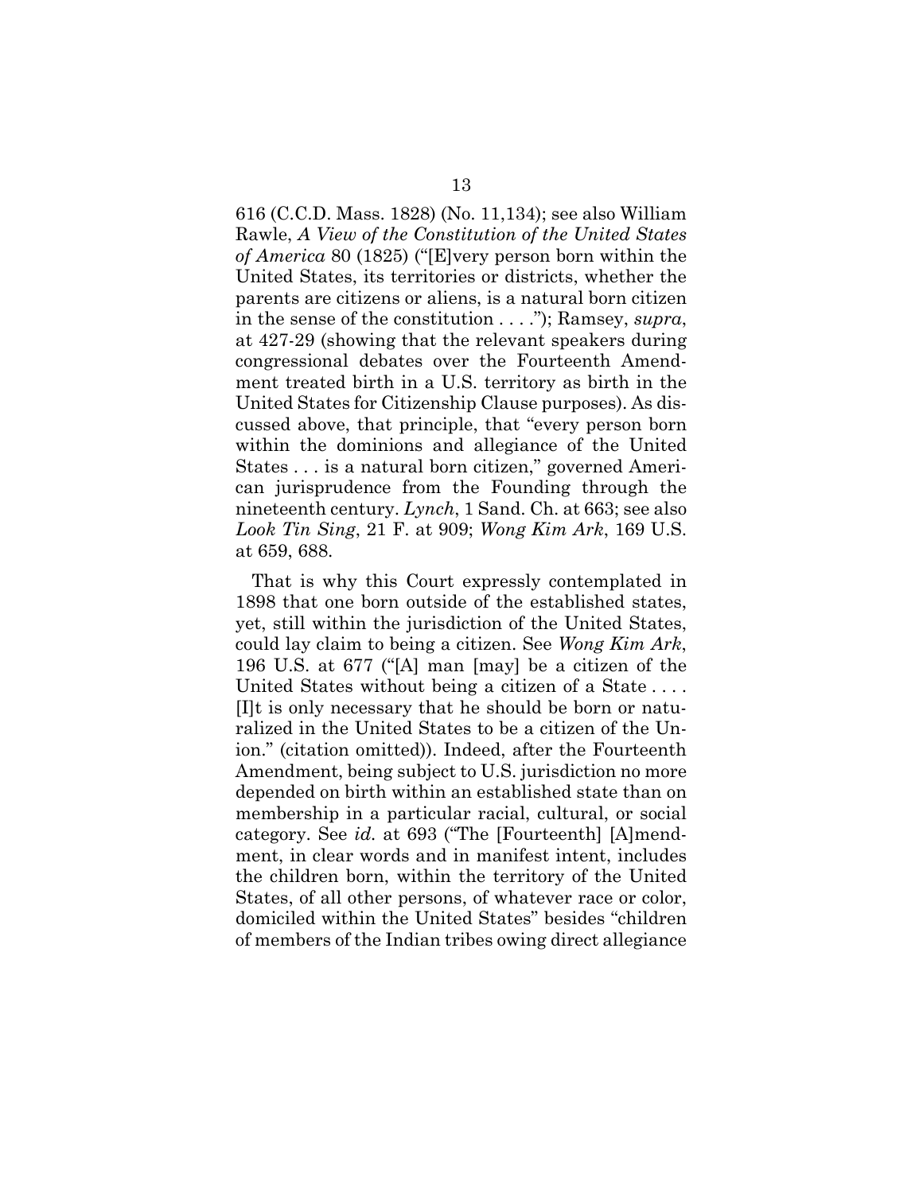616 (C.C.D. Mass. 1828) (No. 11,134); see also William Rawle, *A View of the Constitution of the United States of America* 80 (1825) ("[E]very person born within the United States, its territories or districts, whether the parents are citizens or aliens, is a natural born citizen in the sense of the constitution . . . ."); Ramsey, *supra*, at 427-29 (showing that the relevant speakers during congressional debates over the Fourteenth Amendment treated birth in a U.S. territory as birth in the United States for Citizenship Clause purposes). As discussed above, that principle, that "every person born within the dominions and allegiance of the United States . . . is a natural born citizen," governed American jurisprudence from the Founding through the nineteenth century. *Lynch*, 1 Sand. Ch. at 663; see also *Look Tin Sing*, 21 F. at 909; *Wong Kim Ark*, 169 U.S. at 659, 688.

That is why this Court expressly contemplated in 1898 that one born outside of the established states, yet, still within the jurisdiction of the United States, could lay claim to being a citizen. See *Wong Kim Ark*, 196 U.S. at 677 ("[A] man [may] be a citizen of the United States without being a citizen of a State . . . . [I]t is only necessary that he should be born or naturalized in the United States to be a citizen of the Union." (citation omitted)). Indeed, after the Fourteenth Amendment, being subject to U.S. jurisdiction no more depended on birth within an established state than on membership in a particular racial, cultural, or social category. See *id.* at 693 ("The [Fourteenth] [A]mendment, in clear words and in manifest intent, includes the children born, within the territory of the United States, of all other persons, of whatever race or color, domiciled within the United States" besides "children of members of the Indian tribes owing direct allegiance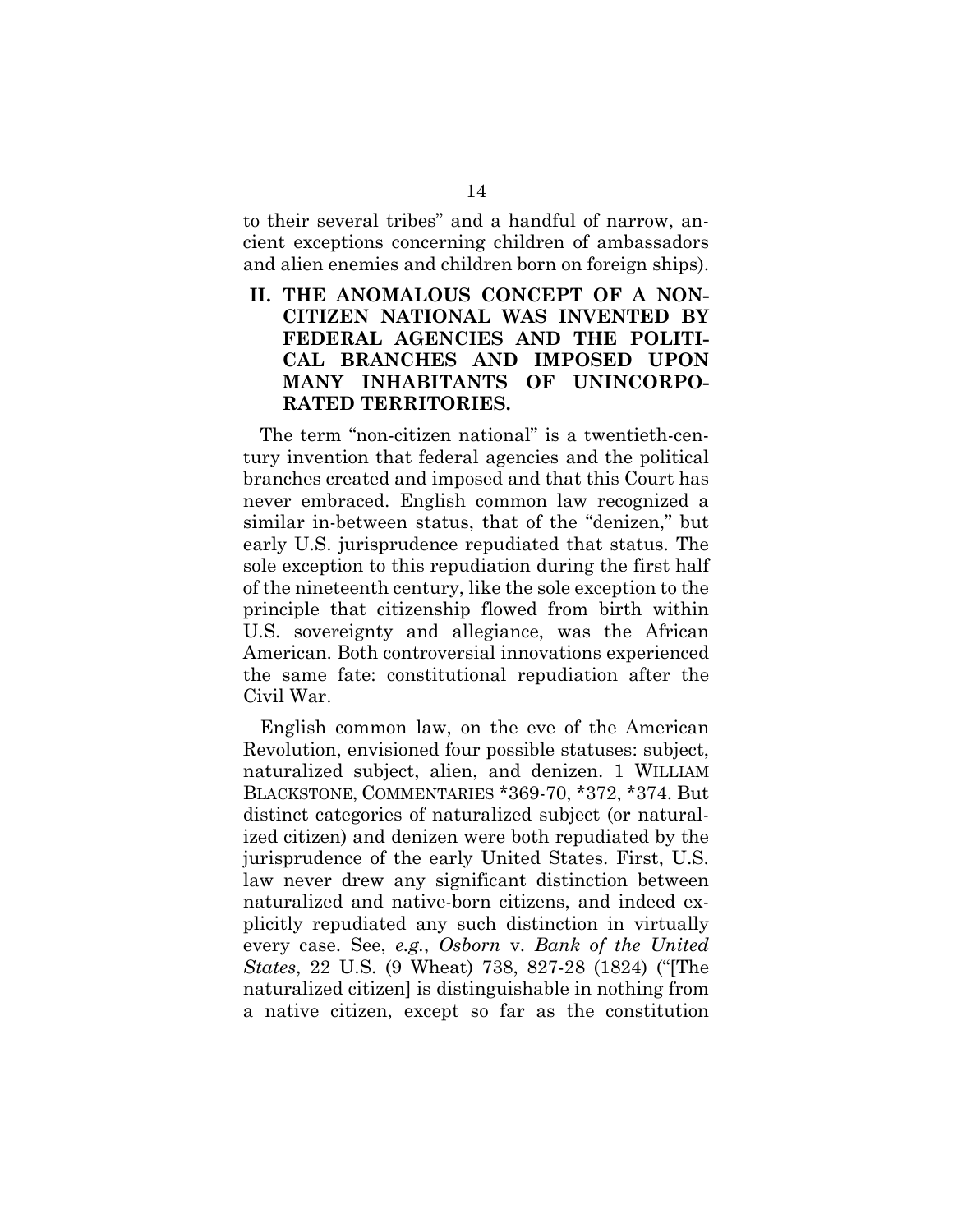to their several tribes" and a handful of narrow, ancient exceptions concerning children of ambassadors and alien enemies and children born on foreign ships).

## II. THE ANOMALOUS CONCEPT OF A NON-CITIZEN NATIONAL WAS INVENTED BY FEDERAL AGENCIES AND THE POLITICAL BRANCHES AND IMPOSED UPON MANY INHABITANTS OF UNINCORPORATED TERRITORIES.

The term "non-citizen national" is a twentieth-century invention that federal agencies and the political branches created and imposed and that this Court has never embraced. English common law recognized a similar in-between status, that of the "denizen," but early U.S. jurisprudence repudiated that status. The sole exception to this repudiation during the first half of the nineteenth century, like the sole exception to the principle that citizenship flowed from birth within U.S. sovereignty and allegiance, was the African American. Both controversial innovations experienced the same fate: constitutional repudiation after the Civil War.

English common law, on the eve of the American Revolution, envisioned four possible statuses: subject, naturalized subject, alien, and denizen. 1 WILLIAM BLACKSTONE, COMMENTARIES *369-70, *372, *374. But distinct categories of naturalized subject (or naturalized citizen) and denizen were both repudiated by the jurisprudence of the early United States. First, U.S. law never drew any significant distinction between naturalized and native-born citizens, and indeed explicitly repudiated any such distinction in virtually every case. See, *e.g.*, *Osborn* v. *Bank of the United States*, 22 U.S. (9 Wheat) 738, 827-28 (1824) ("[The naturalized citizen] is distinguishable in nothing from a native citizen, except so far as the constitution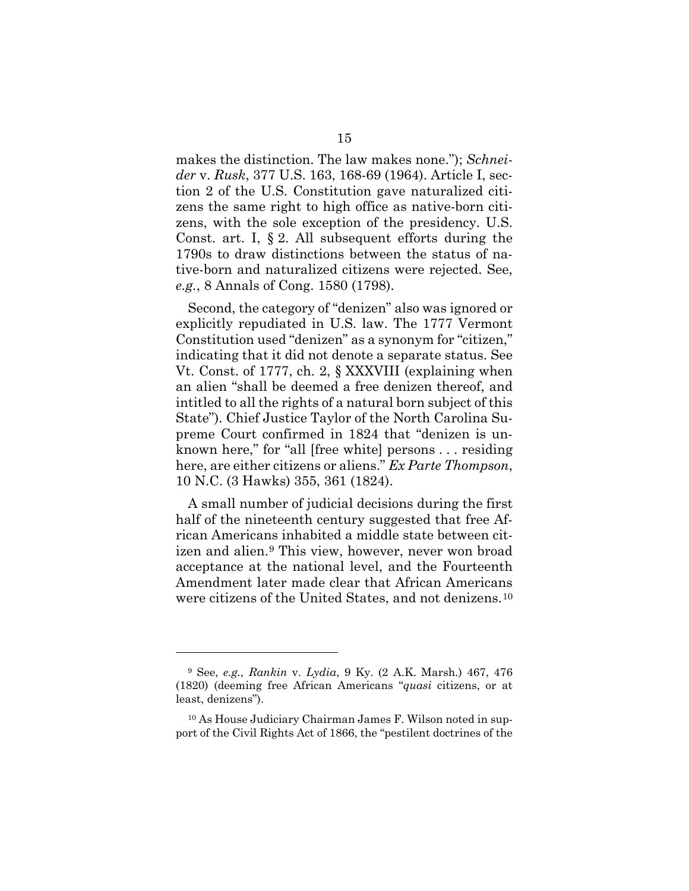makes the distinction. The law makes none."); *Schneider* v. *Rusk*, 377 U.S. 163, 168-69 (1964). Article I, section 2 of the U.S. Constitution gave naturalized citizens the same right to high office as native-born citizens, with the sole exception of the presidency. U.S. Const. art. I, § 2. All subsequent efforts during the 1790s to draw distinctions between the status of native-born and naturalized citizens were rejected. See, *e.g.*, 8 Annals of Cong. 1580 (1798).

Second, the category of "denizen" also was ignored or explicitly repudiated in U.S. law. The 1777 Vermont Constitution used "denizen" as a synonym for "citizen," indicating that it did not denote a separate status. See Vt. Const. of 1777, ch. 2, § XXXVIII (explaining when an alien "shall be deemed a free denizen thereof, and intitled to all the rights of a natural born subject of this State"). Chief Justice Taylor of the North Carolina Supreme Court confirmed in 1824 that "denizen is unknown here," for "all [free white] persons . . . residing here, are either citizens or aliens." *Ex Parte Thompson*, 10 N.C. (3 Hawks) 355, 361 (1824).

A small number of judicial decisions during the first half of the nineteenth century suggested that free African Americans inhabited a middle state between citizen and alien.[9] This view, however, never won broad acceptance at the national level, and the Fourteenth Amendment later made clear that African Americans were citizens of the United States, and not denizens.[10]

---

[9] See, *e.g.*, *Rankin* v. *Lydia*, 9 Ky. (2 A.K. Marsh.) 467, 476 (1820) (deeming free African Americans "*quasi* citizens, or at least, denizens").

[10] As House Judiciary Chairman James F. Wilson noted in support of the Civil Rights Act of 1866, the "pestilent doctrines of the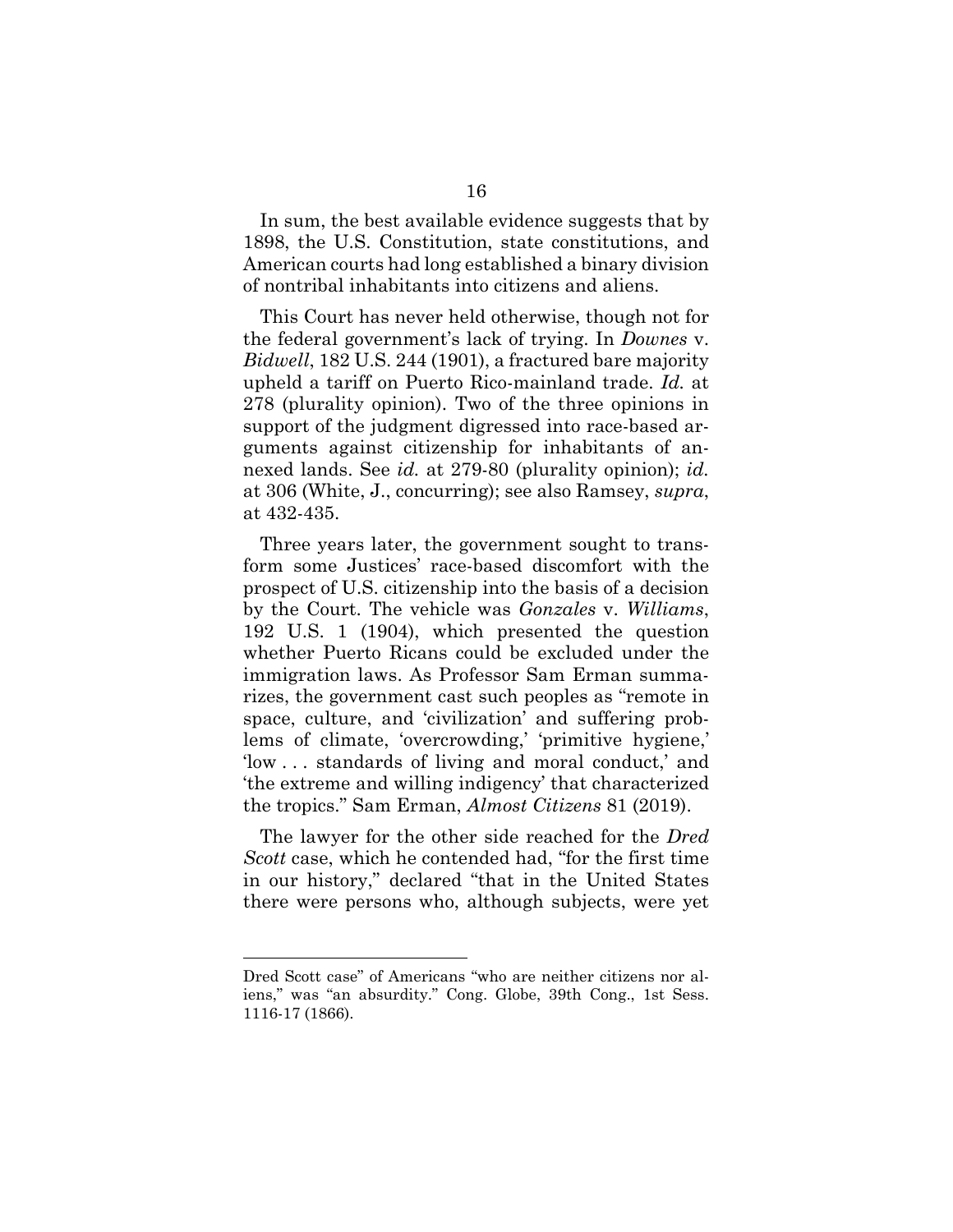In sum, the best available evidence suggests that by 1898, the U.S. Constitution, state constitutions, and American courts had long established a binary division of nontribal inhabitants into citizens and aliens.

This Court has never held otherwise, though not for the federal government's lack of trying. In *Downes* v. *Bidwell*, 182 U.S. 244 (1901), a fractured bare majority upheld a tariff on Puerto Rico-mainland trade. *Id.* at 278 (plurality opinion). Two of the three opinions in support of the judgment digressed into race-based arguments against citizenship for inhabitants of annexed lands. See *id.* at 279-80 (plurality opinion); *id.* at 306 (White, J., concurring); see also Ramsey, *supra*, at 432-435.

Three years later, the government sought to transform some Justices' race-based discomfort with the prospect of U.S. citizenship into the basis of a decision by the Court. The vehicle was *Gonzales* v. *Williams*, 192 U.S. 1 (1904), which presented the question whether Puerto Ricans could be excluded under the immigration laws. As Professor Sam Erman summarizes, the government cast such peoples as "remote in space, culture, and 'civilization' and suffering problems of climate, 'overcrowding,' 'primitive hygiene,' 'low . . . standards of living and moral conduct,' and 'the extreme and willing indigency' that characterized the tropics." Sam Erman, *Almost Citizens* 81 (2019).

The lawyer for the other side reached for the *Dred Scott* case, which he contended had, "for the first time in our history," declared "that in the United States there were persons who, although subjects, were yet

---

Dred Scott case" of Americans "who are neither citizens nor aliens," was "an absurdity." Cong. Globe, 39th Cong., 1st Sess. 1116-17 (1866).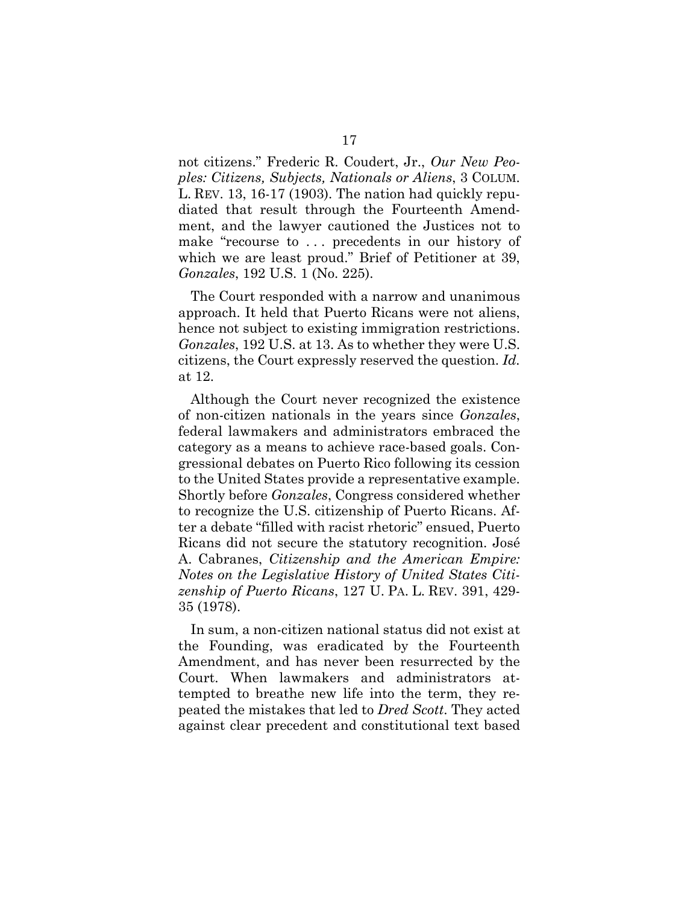not citizens." Frederic R. Coudert, Jr., *Our New Peoples: Citizens, Subjects, Nationals or Aliens*, 3 COLUM. L. REV. 13, 16-17 (1903). The nation had quickly repudiated that result through the Fourteenth Amendment, and the lawyer cautioned the Justices not to make "recourse to . . . precedents in our history of which we are least proud." Brief of Petitioner at 39, *Gonzales*, 192 U.S. 1 (No. 225).

The Court responded with a narrow and unanimous approach. It held that Puerto Ricans were not aliens, hence not subject to existing immigration restrictions. *Gonzales*, 192 U.S. at 13. As to whether they were U.S. citizens, the Court expressly reserved the question. *Id.* at 12.

Although the Court never recognized the existence of non-citizen nationals in the years since *Gonzales*, federal lawmakers and administrators embraced the category as a means to achieve race-based goals. Congressional debates on Puerto Rico following its cession to the United States provide a representative example. Shortly before *Gonzales*, Congress considered whether to recognize the U.S. citizenship of Puerto Ricans. After a debate "filled with racist rhetoric" ensued, Puerto Ricans did not secure the statutory recognition. José A. Cabranes, *Citizenship and the American Empire: Notes on the Legislative History of United States Citizenship of Puerto Ricans*, 127 U. PA. L. REV. 391, 429-35 (1978).

In sum, a non-citizen national status did not exist at the Founding, was eradicated by the Fourteenth Amendment, and has never been resurrected by the Court. When lawmakers and administrators attempted to breathe new life into the term, they repeated the mistakes that led to *Dred Scott*. They acted against clear precedent and constitutional text based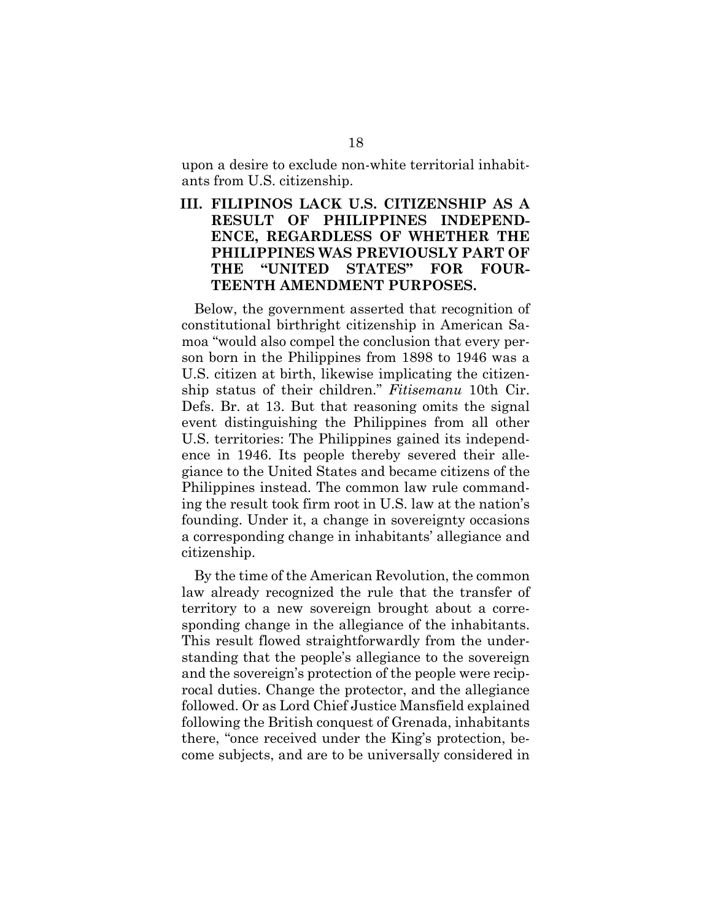upon a desire to exclude non-white territorial inhabitants from U.S. citizenship.

## III. FILIPINOS LACK U.S. CITIZENSHIP AS A RESULT OF PHILIPPINES INDEPENDENCE, REGARDLESS OF WHETHER THE PHILIPPINES WAS PREVIOUSLY PART OF THE "UNITED STATES" FOR FOURTEENTH AMENDMENT PURPOSES.

Below, the government asserted that recognition of constitutional birthright citizenship in American Samoa "would also compel the conclusion that every person born in the Philippines from 1898 to 1946 was a U.S. citizen at birth, likewise implicating the citizenship status of their children." *Fitisemanu* 10th Cir. Defs. Br. at 13. But that reasoning omits the signal event distinguishing the Philippines from all other U.S. territories: The Philippines gained its independence in 1946. Its people thereby severed their allegiance to the United States and became citizens of the Philippines instead. The common law rule commanding the result took firm root in U.S. law at the nation's founding. Under it, a change in sovereignty occasions a corresponding change in inhabitants' allegiance and citizenship.

By the time of the American Revolution, the common law already recognized the rule that the transfer of territory to a new sovereign brought about a corresponding change in the allegiance of the inhabitants. This result flowed straightforwardly from the understanding that the people's allegiance to the sovereign and the sovereign's protection of the people were reciprocal duties. Change the protector, and the allegiance followed. Or as Lord Chief Justice Mansfield explained following the British conquest of Grenada, inhabitants there, "once received under the King's protection, become subjects, and are to be universally considered in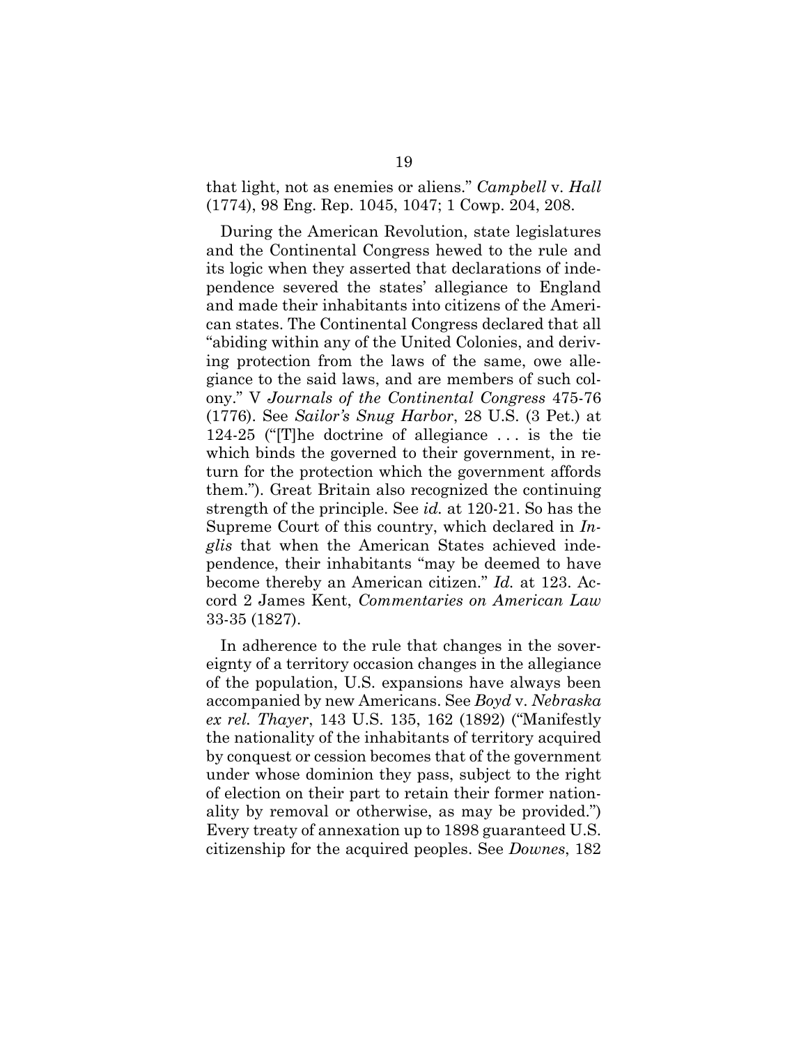that light, not as enemies or aliens." *Campbell* v. *Hall* (1774), 98 Eng. Rep. 1045, 1047; 1 Cowp. 204, 208.

During the American Revolution, state legislatures and the Continental Congress hewed to the rule and its logic when they asserted that declarations of independence severed the states' allegiance to England and made their inhabitants into citizens of the American states. The Continental Congress declared that all "abiding within any of the United Colonies, and deriving protection from the laws of the same, owe allegiance to the said laws, and are members of such colony." V *Journals of the Continental Congress* 475-76 (1776). See *Sailor's Snug Harbor*, 28 U.S. (3 Pet.) at 124-25 ("[T]he doctrine of allegiance . . . is the tie which binds the governed to their government, in return for the protection which the government affords them."). Great Britain also recognized the continuing strength of the principle. See *id.* at 120-21. So has the Supreme Court of this country, which declared in *Inglis* that when the American States achieved independence, their inhabitants "may be deemed to have become thereby an American citizen." *Id.* at 123. Accord 2 James Kent, *Commentaries on American Law* 33-35 (1827).

In adherence to the rule that changes in the sovereignty of a territory occasion changes in the allegiance of the population, U.S. expansions have always been accompanied by new Americans. See *Boyd* v. *Nebraska ex rel. Thayer*, 143 U.S. 135, 162 (1892) ("Manifestly the nationality of the inhabitants of territory acquired by conquest or cession becomes that of the government under whose dominion they pass, subject to the right of election on their part to retain their former nationality by removal or otherwise, as may be provided.") Every treaty of annexation up to 1898 guaranteed U.S. citizenship for the acquired peoples. See *Downes*, 182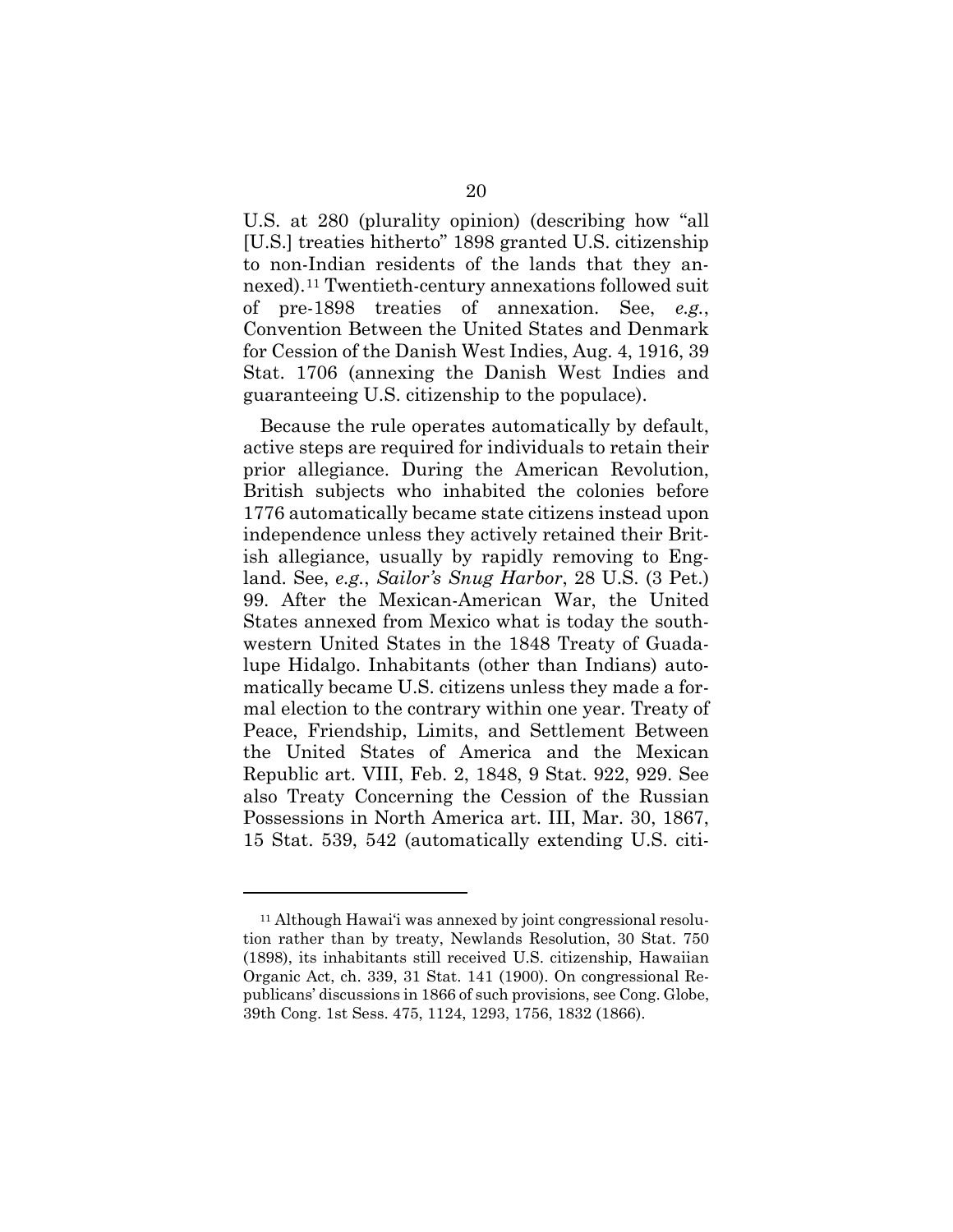U.S. at 280 (plurality opinion) (describing how "all [U.S.] treaties hitherto" 1898 granted U.S. citizenship to non-Indian residents of the lands that they annexed).[11] Twentieth-century annexations followed suit of pre-1898 treaties of annexation. See, *e.g.*, Convention Between the United States and Denmark for Cession of the Danish West Indies, Aug. 4, 1916, 39 Stat. 1706 (annexing the Danish West Indies and guaranteeing U.S. citizenship to the populace).

Because the rule operates automatically by default, active steps are required for individuals to retain their prior allegiance. During the American Revolution, British subjects who inhabited the colonies before 1776 automatically became state citizens instead upon independence unless they actively retained their British allegiance, usually by rapidly removing to England. See, *e.g.*, *Sailor's Snug Harbor*, 28 U.S. (3 Pet.) 99. After the Mexican-American War, the United States annexed from Mexico what is today the southwestern United States in the 1848 Treaty of Guadalupe Hidalgo. Inhabitants (other than Indians) automatically became U.S. citizens unless they made a formal election to the contrary within one year. Treaty of Peace, Friendship, Limits, and Settlement Between the United States of America and the Mexican Republic art. VIII, Feb. 2, 1848, 9 Stat. 922, 929. See also Treaty Concerning the Cession of the Russian Possessions in North America art. III, Mar. 30, 1867, 15 Stat. 539, 542 (automatically extending U.S. citi-

---

[11] Although Hawai'i was annexed by joint congressional resolution rather than by treaty, Newlands Resolution, 30 Stat. 750 (1898), its inhabitants still received U.S. citizenship, Hawaiian Organic Act, ch. 339, 31 Stat. 141 (1900). On congressional Republicans' discussions in 1866 of such provisions, see Cong. Globe, 39th Cong. 1st Sess. 475, 1124, 1293, 1756, 1832 (1866).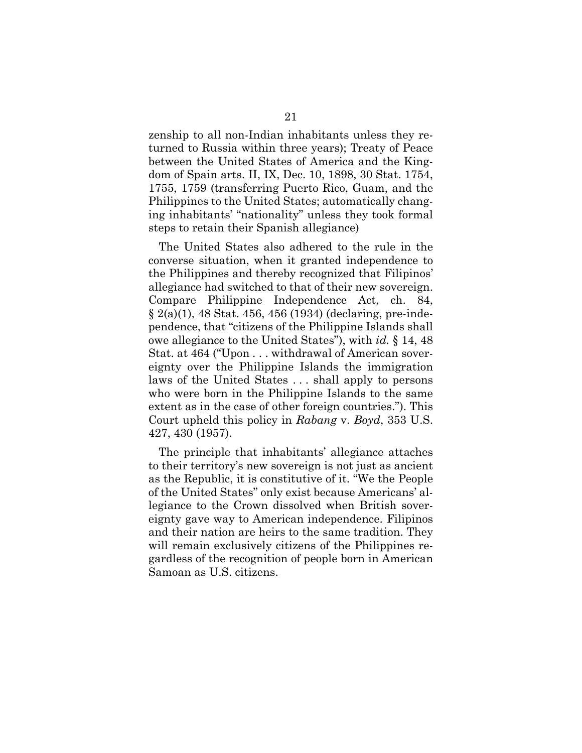zenship to all non-Indian inhabitants unless they returned to Russia within three years); Treaty of Peace between the United States of America and the Kingdom of Spain arts. II, IX, Dec. 10, 1898, 30 Stat. 1754, 1755, 1759 (transferring Puerto Rico, Guam, and the Philippines to the United States; automatically changing inhabitants' "nationality" unless they took formal steps to retain their Spanish allegiance)

The United States also adhered to the rule in the converse situation, when it granted independence to the Philippines and thereby recognized that Filipinos' allegiance had switched to that of their new sovereign. Compare Philippine Independence Act, ch. 84, § 2(a)(1), 48 Stat. 456, 456 (1934) (declaring, pre-independence, that "citizens of the Philippine Islands shall owe allegiance to the United States"), with *id.* § 14, 48 Stat. at 464 ("Upon . . . withdrawal of American sovereignty over the Philippine Islands the immigration laws of the United States . . . shall apply to persons who were born in the Philippine Islands to the same extent as in the case of other foreign countries."). This Court upheld this policy in *Rabang* v. *Boyd*, 353 U.S. 427, 430 (1957).

The principle that inhabitants' allegiance attaches to their territory's new sovereign is not just as ancient as the Republic, it is constitutive of it. "We the People of the United States" only exist because Americans' allegiance to the Crown dissolved when British sovereignty gave way to American independence. Filipinos and their nation are heirs to the same tradition. They will remain exclusively citizens of the Philippines regardless of the recognition of people born in American Samoan as U.S. citizens.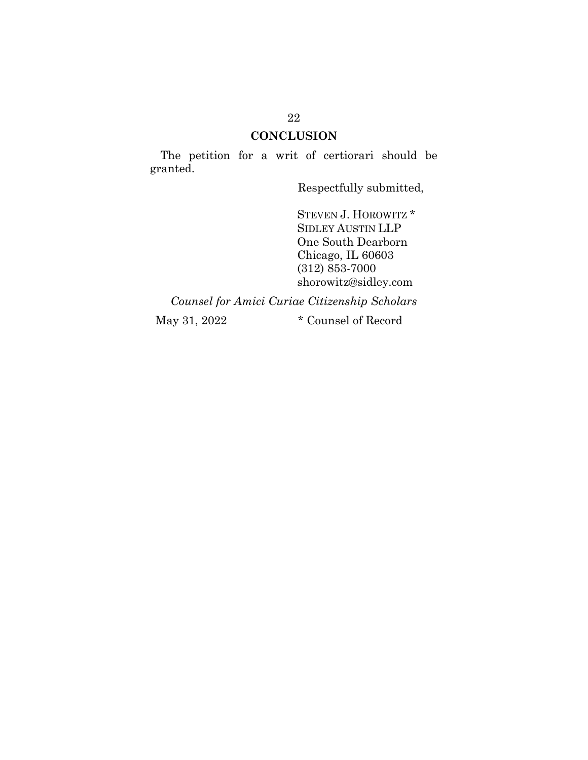## CONCLUSION

The petition for a writ of certiorari should be granted.

Respectfully submitted,

STEVEN J. HOROWITZ *
SIDLEY AUSTIN LLP
One South Dearborn
Chicago, IL 60603
(312) 853-7000
shorowitz@sidley.com

*Counsel for Amici Curiae Citizenship Scholars*

May 31, 2022

\* Counsel of Record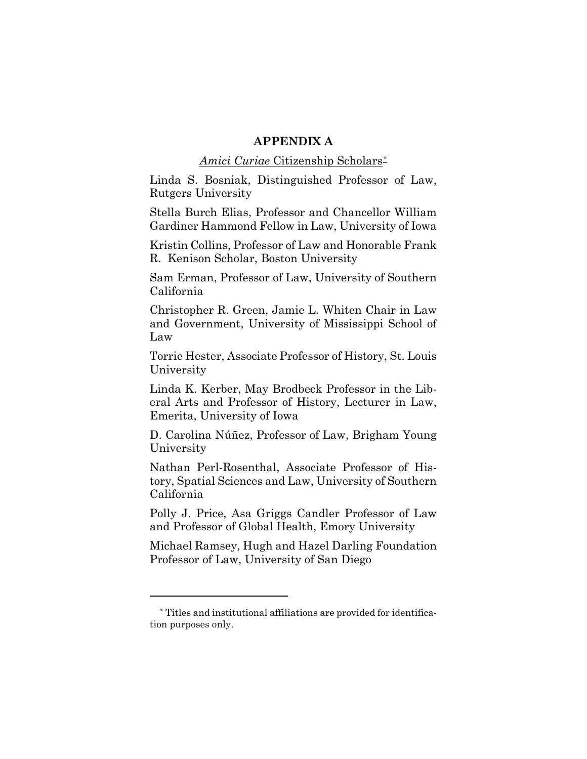# APPENDIX A

*Amici Curiae* Citizenship Scholars*

Linda S. Bosniak, Distinguished Professor of Law, Rutgers University

Stella Burch Elias, Professor and Chancellor William Gardiner Hammond Fellow in Law, University of Iowa

Kristin Collins, Professor of Law and Honorable Frank R. Kenison Scholar, Boston University

Sam Erman, Professor of Law, University of Southern California

Christopher R. Green, Jamie L. Whiten Chair in Law and Government, University of Mississippi School of Law

Torrie Hester, Associate Professor of History, St. Louis University

Linda K. Kerber, May Brodbeck Professor in the Liberal Arts and Professor of History, Lecturer in Law, Emerita, University of Iowa

D. Carolina Núñez, Professor of Law, Brigham Young University

Nathan Perl-Rosenthal, Associate Professor of History, Spatial Sciences and Law, University of Southern California

Polly J. Price, Asa Griggs Candler Professor of Law and Professor of Global Health, Emory University

Michael Ramsey, Hugh and Hazel Darling Foundation Professor of Law, University of San Diego

---

* Titles and institutional affiliations are provided for identification purposes only.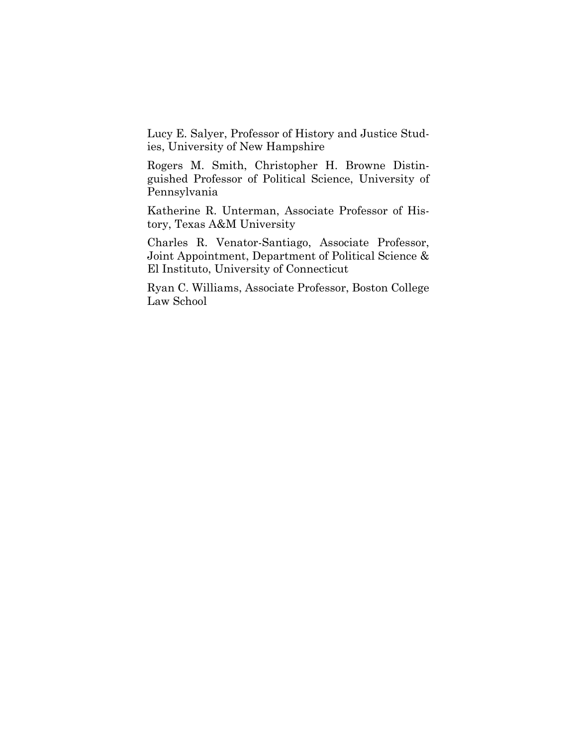Lucy E. Salyer, Professor of History and Justice Studies, University of New Hampshire

Rogers M. Smith, Christopher H. Browne Distinguished Professor of Political Science, University of Pennsylvania

Katherine R. Unterman, Associate Professor of History, Texas A&M University

Charles R. Venator-Santiago, Associate Professor, Joint Appointment, Department of Political Science & El Instituto, University of Connecticut

Ryan C. Williams, Associate Professor, Boston College Law School